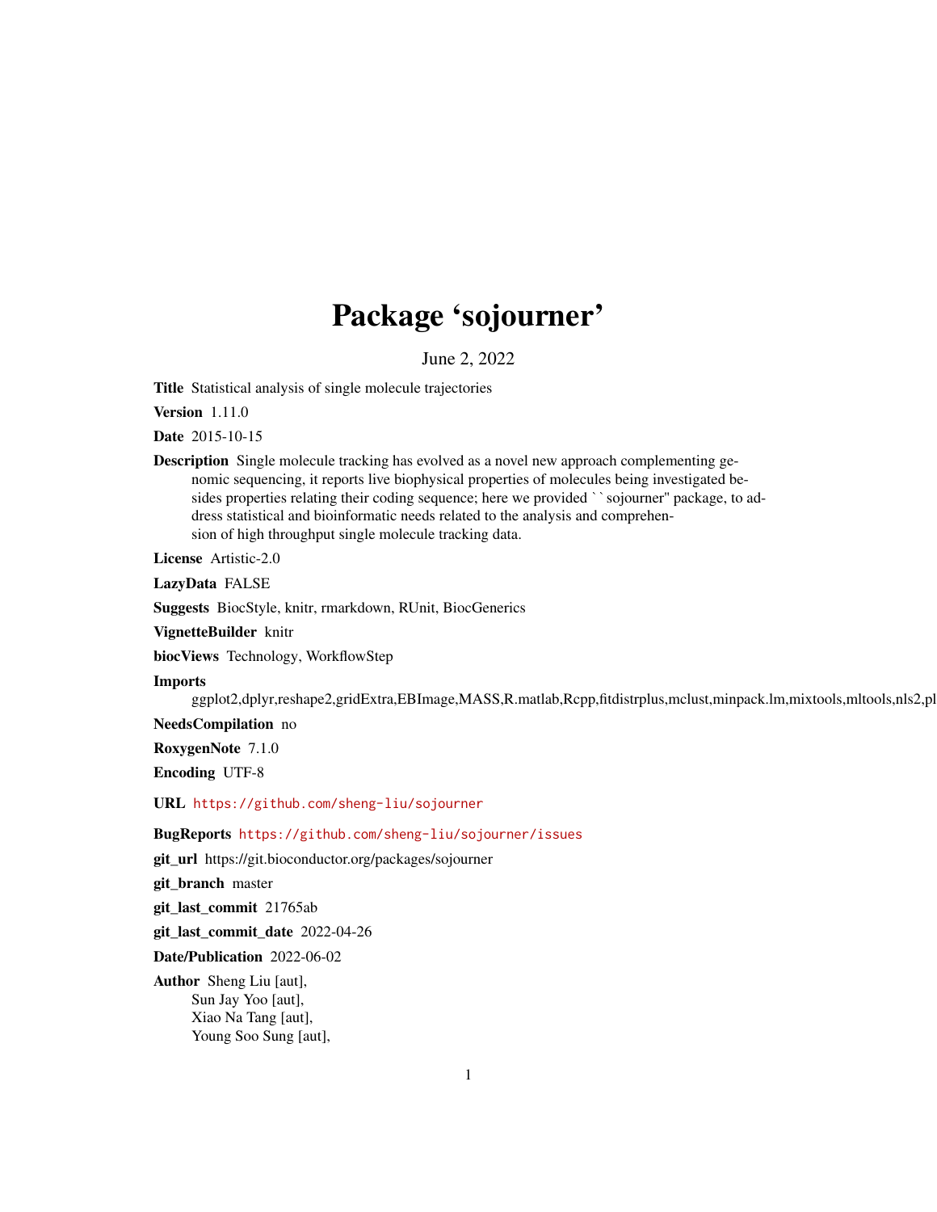# Package 'sojourner'

June 2, 2022

**Title** Statistical analysis of single molecule trajectories

**Version** 1.11.0

**Date** 2015-10-15

**Description** Single molecule tracking has evolved as a novel new approach complementing genomic sequencing, it reports live biophysical properties of molecules being investigated besides properties relating their coding sequence; here we provided ``sojourner'' package, to address statistical and bioinformatic needs related to the analysis and comprehension of high throughput single molecule tracking data.

**License** Artistic-2.0

**LazyData** FALSE

**Suggests** BiocStyle, knitr, rmarkdown, RUnit, BiocGenerics

**VignetteBuilder** knitr

**biocViews** Technology, WorkflowStep

**Imports** ggplot2,dplyr,reshape2,gridExtra,EBImage,MASS,R.matlab,Rcpp,fitdistrplus,mclust,minpack.lm,mixtools,mltools,nls2,pl

**NeedsCompilation** no

**RoxygenNote** 7.1.0

**Encoding** UTF-8

**URL** https://github.com/sheng-liu/sojourner

**BugReports** https://github.com/sheng-liu/sojourner/issues

**git_url** https://git.bioconductor.org/packages/sojourner

**git_branch** master

**git_last_commit** 21765ab

**git_last_commit_date** 2022-04-26

**Date/Publication** 2022-06-02

**Author** Sheng Liu [aut],
Sun Jay Yoo [aut],
Xiao Na Tang [aut],
Young Soo Sung [aut],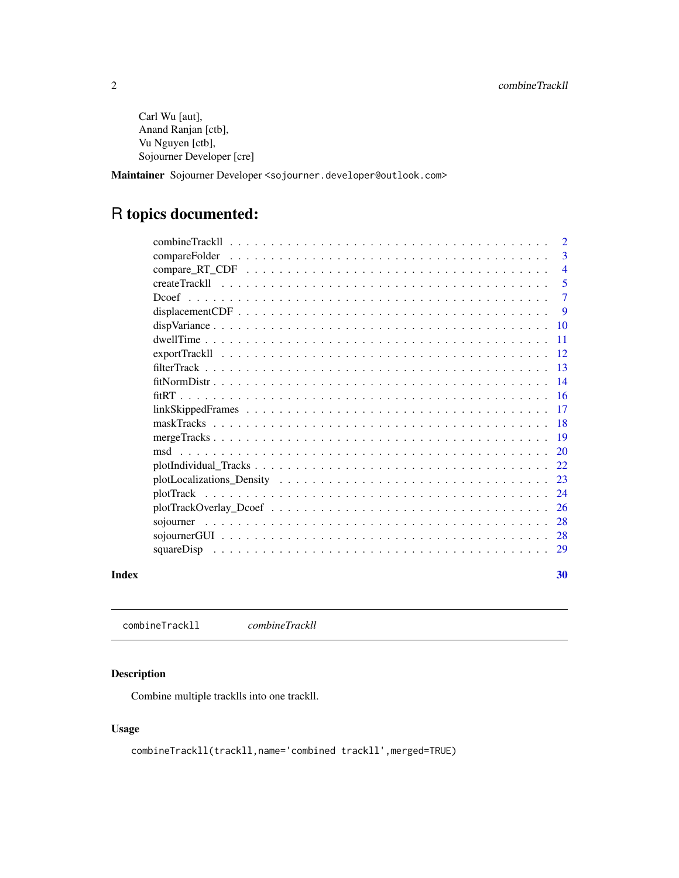Carl Wu [aut],
Anand Ranjan [ctb],
Vu Nguyen [ctb],
Sojourner Developer [cre]

**Maintainer** Sojourner Developer <sojourner.developer@outlook.com>

# R topics documented:

| | |
|---|---|
| combineTrackll | 2 |
| compareFolder | 3 |
| compare_RT_CDF | 4 |
| createTrackll | 5 |
| Dcoef | 7 |
| displacementCDF | 9 |
| dispVariance | 10 |
| dwellTime | 11 |
| exportTrackll | 12 |
| filterTrack | 13 |
| fitNormDistr | 14 |
| fitRT | 16 |
| linkSkippedFrames | 17 |
| maskTracks | 18 |
| mergeTracks | 19 |
| msd | 20 |
| plotIndividual_Tracks | 22 |
| plotLocalizations_Density | 23 |
| plotTrack | 24 |
| plotTrackOverlay_Dcoef | 26 |
| sojourner | 28 |
| sojournerGUI | 28 |
| squareDisp | 29 |
| **Index** | **30** |

---

`combineTrackll` *combineTrackll*

---

## Description

Combine multiple trackll into one trackll.

## Usage

```
combineTrackll(trackll,name='combined trackll',merged=TRUE)
```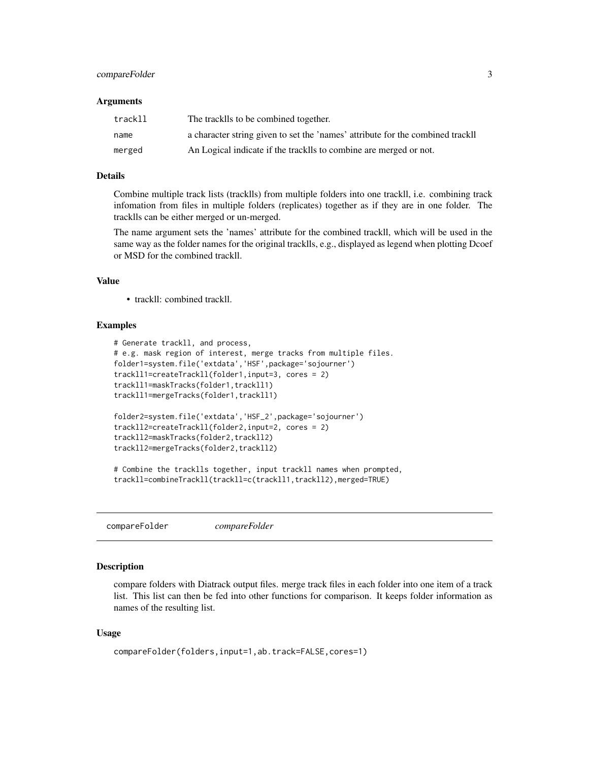### Arguments

| | |
|---|---|
| trackll | The trackll s to be combined together. |
| name | a character string given to set the 'names' attribute for the combined trackll |
| merged | An Logical indicate if the tracklls to combine are merged or not. |

### Details

Combine multiple track lists (tracklls) from multiple folders into one trackll, i.e. combining track infomation from files in multiple folders (replicates) together as if they are in one folder. The tracklls can be either merged or un-merged.

The name argument sets the 'names' attribute for the combined trackll, which will be used in the same way as the folder names for the original tracklls, e.g., displayed as legend when plotting Dcoef or MSD for the combined trackll.

### Value

- trackll: combined trackll.

### Examples

```
# Generate trackll, and process,
# e.g. mask region of interest, merge tracks from multiple files.
folder1=system.file('extdata','HSF',package='sojourner')
trackll1=createTrackll(folder1,input=3, cores = 2)
trackll1=maskTracks(folder1,trackll1)
trackll1=mergeTracks(folder1,trackll1)

folder2=system.file('extdata','HSF_2',package='sojourner')
trackll2=createTrackll(folder2,input=2, cores = 2)
trackll2=maskTracks(folder2,trackll2)
trackll2=mergeTracks(folder2,trackll2)

# Combine the tracklls together, input trackll names when prompted,
trackll=combineTrackll(trackll=c(trackll1,trackll2),merged=TRUE)
```

---

## compareFolder *compareFolder*

### Description

compare folders with Diatrack output files. merge track files in each folder into one item of a track list. This list can then be fed into other functions for comparison. It keeps folder information as names of the resulting list.

### Usage

```
compareFolder(folders,input=1,ab.track=FALSE,cores=1)
```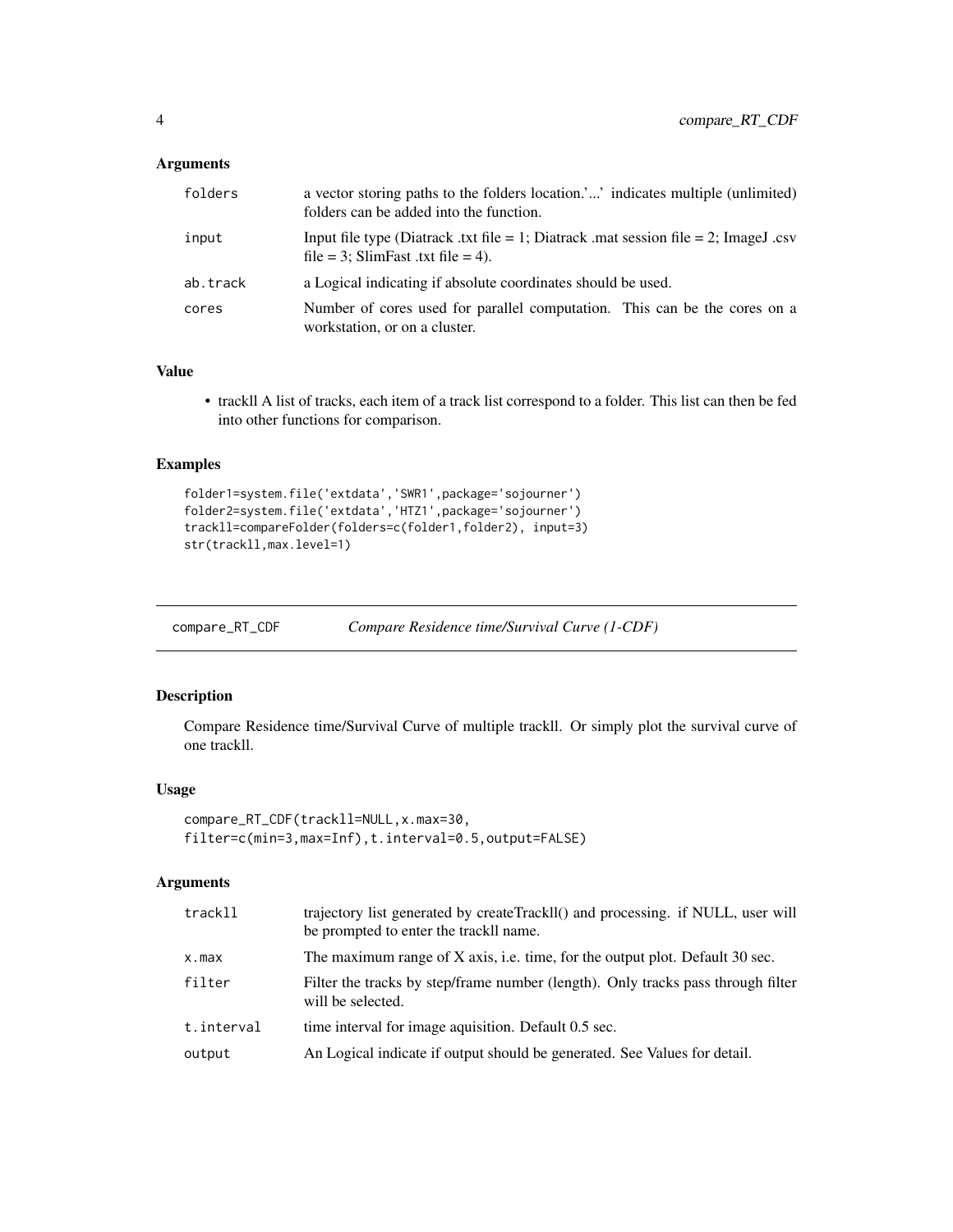## Arguments

| | |
|---|---|
| folders | a vector storing paths to the folders location.'...' indicates multiple (unlimited) folders can be added into the function. |
| input | Input file type (Diatrack .txt file = 1; Diatrack .mat session file = 2; ImageJ .csv file = 3; SlimFast .txt file = 4). |
| ab.track | a Logical indicating if absolute coordinates should be used. |
| cores | Number of cores used for parallel computation. This can be the cores on a workstation, or on a cluster. |

## Value

- trackll A list of tracks, each item of a track list correspond to a folder. This list can then be fed into other functions for comparison.

## Examples

```
folder1=system.file('extdata','SWR1',package='sojourner')
folder2=system.file('extdata','HTZ1',package='sojourner')
trackll=compareFolder(folders=c(folder1,folder2), input=3)
str(trackll,max.level=1)
```

---

# compare_RT_CDF — *Compare Residence time/Survival Curve (1-CDF)*

---

## Description

Compare Residence time/Survival Curve of multiple trackll. Or simply plot the survival curve of one trackll.

## Usage

```
compare_RT_CDF(trackll=NULL,x.max=30,
filter=c(min=3,max=Inf),t.interval=0.5,output=FALSE)
```

## Arguments

| | |
|---|---|
| trackll | trajectory list generated by createTrackll() and processing. if NULL, user will be prompted to enter the trackll name. |
| x.max | The maximum range of X axis, i.e. time, for the output plot. Default 30 sec. |
| filter | Filter the tracks by step/frame number (length). Only tracks pass through filter will be selected. |
| t.interval | time interval for image aquisition. Default 0.5 sec. |
| output | An Logical indicate if output should be generated. See Values for detail. |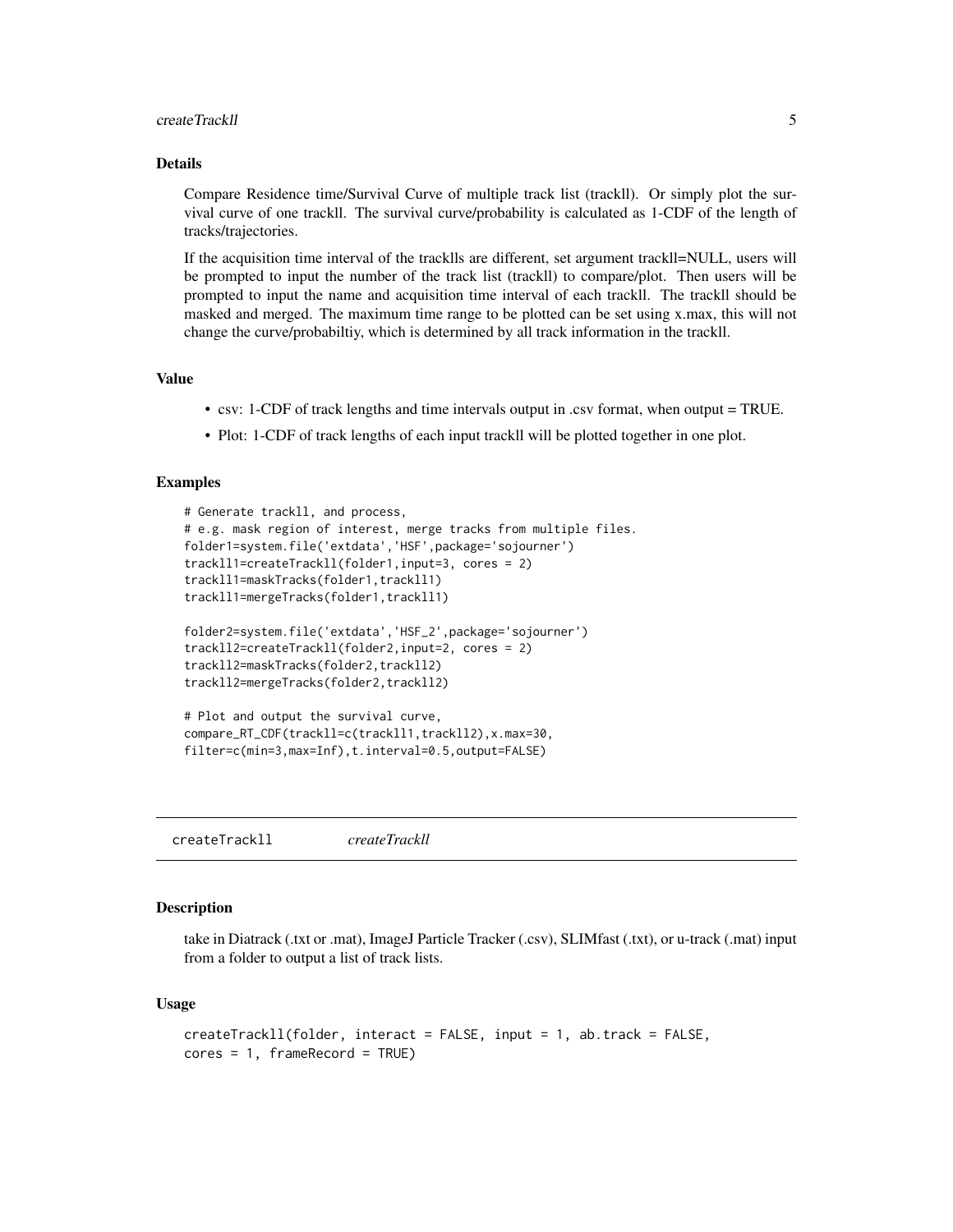### Details

Compare Residence time/Survival Curve of multiple track list (trackll). Or simply plot the survival curve of one trackll. The survival curve/probability is calculated as 1-CDF of the length of tracks/trajectories.

If the acquisition time interval of the tracklls are different, set argument trackll=NULL, users will be prompted to input the number of the track list (trackll) to compare/plot. Then users will be prompted to input the name and acquisition time interval of each trackll. The trackll should be masked and merged. The maximum time range to be plotted can be set using x.max, this will not change the curve/probabiltiy, which is determined by all track information in the trackll.

### Value

- csv: 1-CDF of track lengths and time intervals output in .csv format, when output = TRUE.
- Plot: 1-CDF of track lengths of each input trackll will be plotted together in one plot.

### Examples

```
# Generate trackll, and process,
# e.g. mask region of interest, merge tracks from multiple files.
folder1=system.file('extdata','HSF',package='sojourner')
trackll1=createTrackll(folder1,input=3, cores = 2)
trackll1=maskTracks(folder1,trackll1)
trackll1=mergeTracks(folder1,trackll1)

folder2=system.file('extdata','HSF_2',package='sojourner')
trackll2=createTrackll(folder2,input=2, cores = 2)
trackll2=maskTracks(folder2,trackll2)
trackll2=mergeTracks(folder2,trackll2)

# Plot and output the survival curve,
compare_RT_CDF(trackll=c(trackll1,trackll2),x.max=30,
filter=c(min=3,max=Inf),t.interval=0.5,output=FALSE)
```

---

## createTrackll *createTrackll*

### Description

take in Diatrack (.txt or .mat), ImageJ Particle Tracker (.csv), SLIMfast (.txt), or u-track (.mat) input from a folder to output a list of track lists.

### Usage

```
createTrackll(folder, interact = FALSE, input = 1, ab.track = FALSE,
cores = 1, frameRecord = TRUE)
```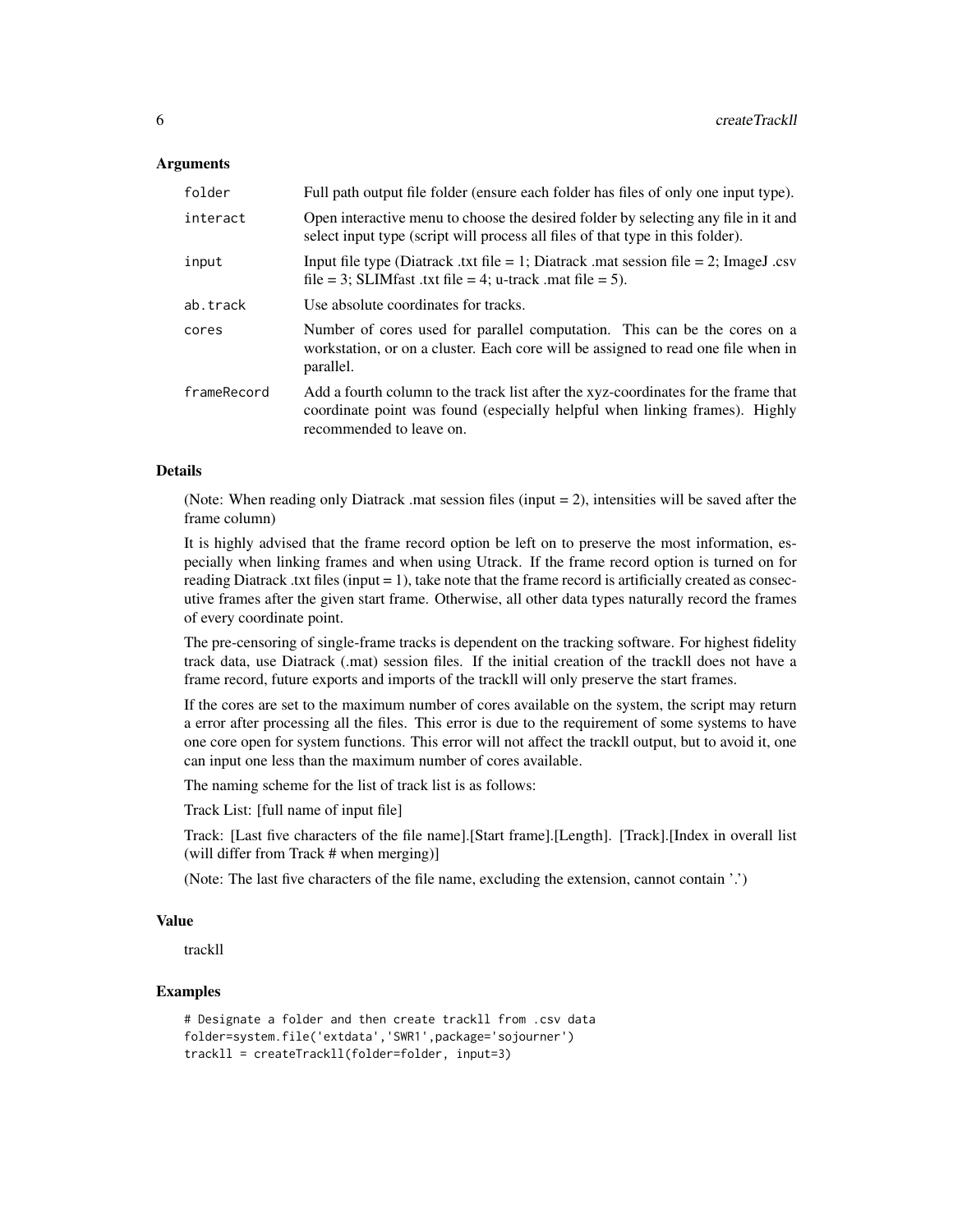## Arguments

| | |
|---|---|
| `folder` | Full path output file folder (ensure each folder has files of only one input type). |
| `interact` | Open interactive menu to choose the desired folder by selecting any file in it and select input type (script will process all files of that type in this folder). |
| `input` | Input file type (Diatrack .txt file = 1; Diatrack .mat session file = 2; ImageJ .csv file = 3; SLIMfast .txt file = 4; u-track .mat file = 5). |
| `ab.track` | Use absolute coordinates for tracks. |
| `cores` | Number of cores used for parallel computation. This can be the cores on a workstation, or on a cluster. Each core will be assigned to read one file when in parallel. |
| `frameRecord` | Add a fourth column to the track list after the xyz-coordinates for the frame that coordinate point was found (especially helpful when linking frames). Highly recommended to leave on. |

## Details

(Note: When reading only Diatrack .mat session files (input = 2), intensities will be saved after the frame column)

It is highly advised that the frame record option be left on to preserve the most information, especially when linking frames and when using Utrack. If the frame record option is turned on for reading Diatrack .txt files (input = 1), take note that the frame record is artificially created as consecutive frames after the given start frame. Otherwise, all other data types naturally record the frames of every coordinate point.

The pre-censoring of single-frame tracks is dependent on the tracking software. For highest fidelity track data, use Diatrack (.mat) session files. If the initial creation of the trackll does not have a frame record, future exports and imports of the trackll will only preserve the start frames.

If the cores are set to the maximum number of cores available on the system, the script may return a error after processing all the files. This error is due to the requirement of some systems to have one core open for system functions. This error will not affect the trackll output, but to avoid it, one can input one less than the maximum number of cores available.

The naming scheme for the list of track list is as follows:

Track List: [full name of input file]

Track: [Last five characters of the file name].[Start frame].[Length]. [Track].[Index in overall list (will differ from Track # when merging)]

(Note: The last five characters of the file name, excluding the extension, cannot contain '.')

## Value

trackll

## Examples

```
# Designate a folder and then create trackll from .csv data
folder=system.file('extdata','SWR1',package='sojourner')
trackll = createTrackll(folder=folder, input=3)
```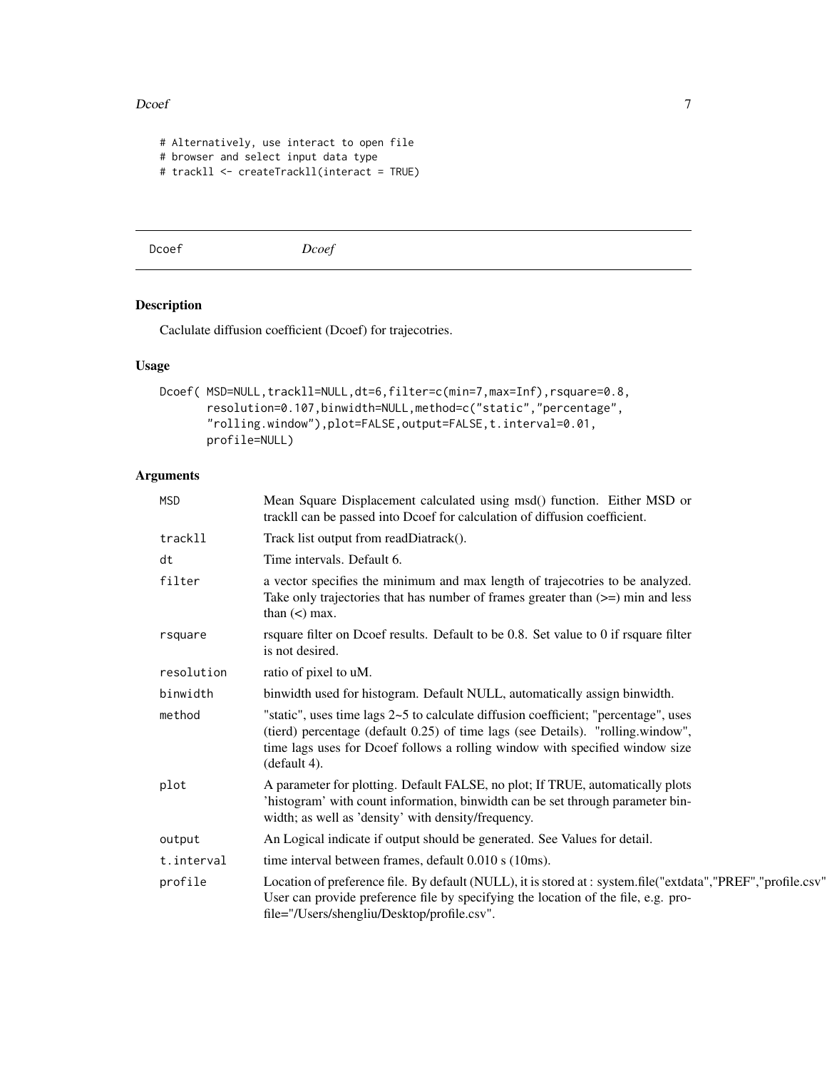```
# Alternatively, use interact to open file
# browser and select input data type
# trackll <- createTrackll(interact = TRUE)
```

## Dcoef *Dcoef*

### Description

Caclulate diffusion coefficient (Dcoef) for trajecotries.

### Usage

```
Dcoef( MSD=NULL,trackll=NULL,dt=6,filter=c(min=7,max=Inf),rsquare=0.8,
       resolution=0.107,binwidth=NULL,method=c("static","percentage",
       "rolling.window"),plot=FALSE,output=FALSE,t.interval=0.01,
       profile=NULL)
```

### Arguments

| | |
|---|---|
| MSD | Mean Square Displacement calculated using msd() function. Either MSD or trackll can be passed into Dcoef for calculation of diffusion coefficient. |
| trackll | Track list output from readDiatrack(). |
| dt | Time intervals. Default 6. |
| filter | a vector specifies the minimum and max length of trajecotries to be analyzed. Take only trajectories that has number of frames greater than (>=) min and less than (<) max. |
| rsquare | rsquare filter on Dcoef results. Default to be 0.8. Set value to 0 if rsquare filter is not desired. |
| resolution | ratio of pixel to uM. |
| binwidth | binwidth used for histogram. Default NULL, automatically assign binwidth. |
| method | "static", uses time lags 2~5 to calculate diffusion coefficient; "percentage", uses (tierd) percentage (default 0.25) of time lags (see Details). "rolling.window", time lags uses for Dcoef follows a rolling window with specified window size (default 4). |
| plot | A parameter for plotting. Default FALSE, no plot; If TRUE, automatically plots 'histogram' with count information, binwidth can be set through parameter binwidth; as well as 'density' with density/frequency. |
| output | An Logical indicate if output should be generated. See Values for detail. |
| t.interval | time interval between frames, default 0.010 s (10ms). |
| profile | Location of preference file. By default (NULL), it is stored at : system.file("extdata","PREF","profile.csv" User can provide preference file by specifying the location of the file, e.g. profile="/Users/shengliu/Desktop/profile.csv". |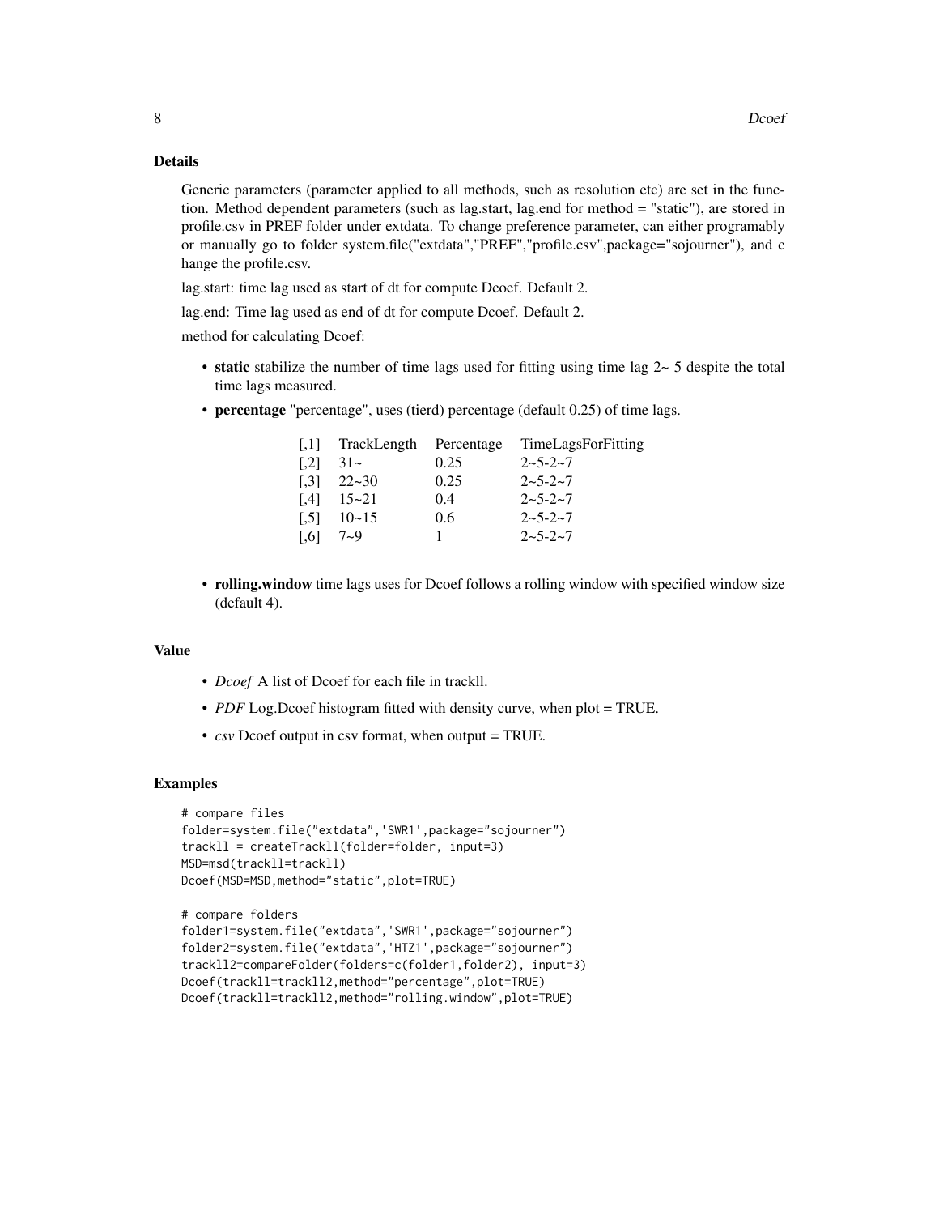## Details

Generic parameters (parameter applied to all methods, such as resolution etc) are set in the function. Method dependent parameters (such as lag.start, lag.end for method = "static"), are stored in profile.csv in PREF folder under extdata. To change preference parameter, can either programably or manually go to folder system.file("extdata","PREF","profile.csv",package="sojourner"), and c hange the profile.csv.

lag.start: time lag used as start of dt for compute Dcoef. Default 2.

lag.end: Time lag used as end of dt for compute Dcoef. Default 2.

method for calculating Dcoef:

- **static** stabilize the number of time lags used for fitting using time lag 2~ 5 despite the total time lags measured.
- **percentage** "percentage", uses (tierd) percentage (default 0.25) of time lags.

| [,1] | TrackLength | Percentage | TimeLagsForFitting |
|---|---|---|---|
| [,2] | 31~ | 0.25 | 2~5-2~7 |
| [,3] | 22~30 | 0.25 | 2~5-2~7 |
| [,4] | 15~21 | 0.4 | 2~5-2~7 |
| [,5] | 10~15 | 0.6 | 2~5-2~7 |
| [,6] | 7~9 | 1 | 2~5-2~7 |

- **rolling.window** time lags uses for Dcoef follows a rolling window with specified window size (default 4).

## Value

- *Dcoef* A list of Dcoef for each file in trackll.
- *PDF* Log.Dcoef histogram fitted with density curve, when plot = TRUE.
- *csv* Dcoef output in csv format, when output = TRUE.

## Examples

```
# compare files
folder=system.file("extdata",'SWR1',package="sojourner")
trackll = createTrackll(folder=folder, input=3)
MSD=msd(trackll=trackll)
Dcoef(MSD=MSD,method="static",plot=TRUE)

# compare folders
folder1=system.file("extdata",'SWR1',package="sojourner")
folder2=system.file("extdata",'HTZ1',package="sojourner")
trackll2=compareFolder(folders=c(folder1,folder2), input=3)
Dcoef(trackll=trackll2,method="percentage",plot=TRUE)
Dcoef(trackll=trackll2,method="rolling.window",plot=TRUE)
```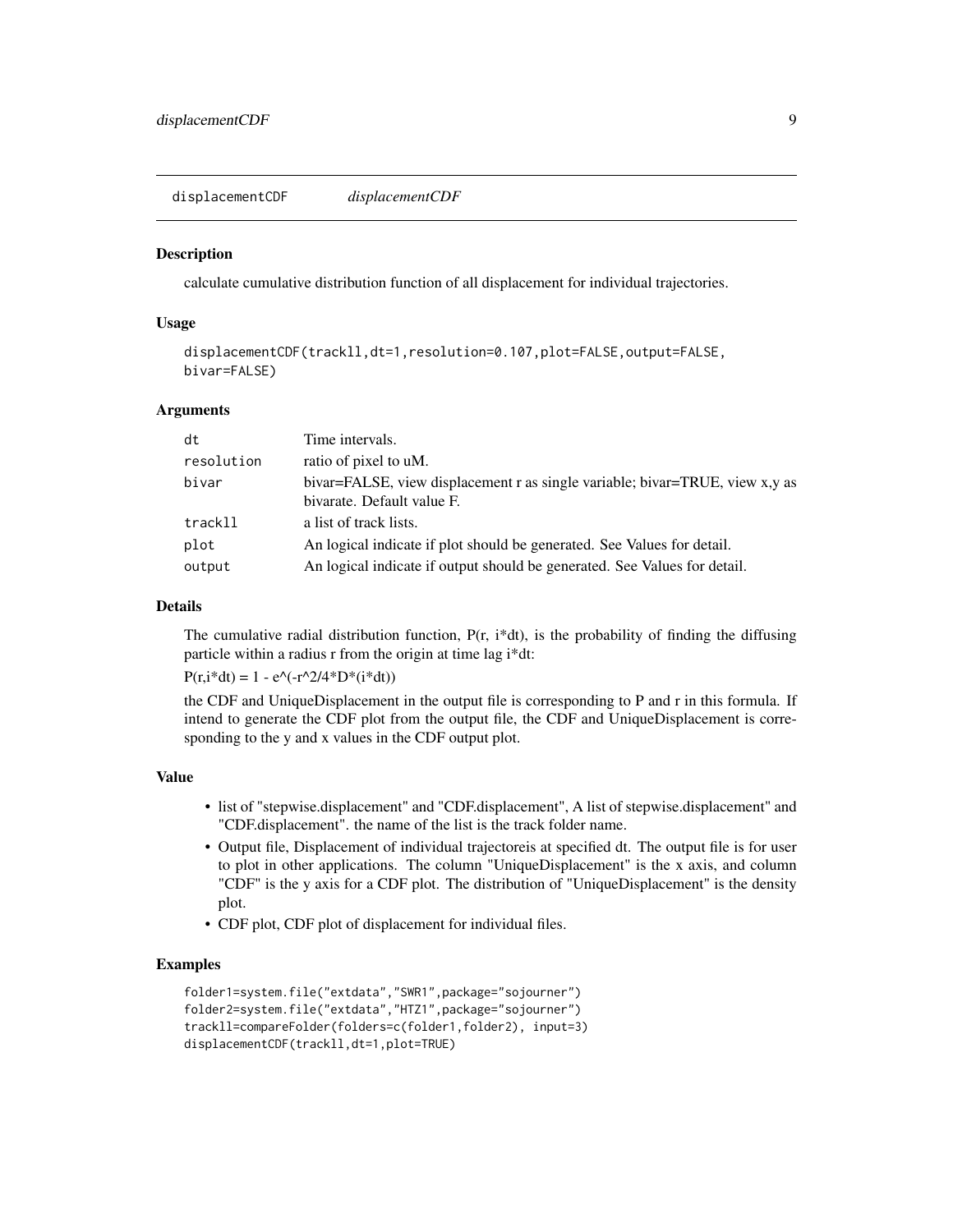## displacementCDF *displacementCDF*

### Description

calculate cumulative distribution function of all displacement for individual trajectories.

### Usage

```
displacementCDF(trackll,dt=1,resolution=0.107,plot=FALSE,output=FALSE,
bivar=FALSE)
```

### Arguments

| | |
|---|---|
| dt | Time intervals. |
| resolution | ratio of pixel to uM. |
| bivar | bivar=FALSE, view displacement r as single variable; bivar=TRUE, view x,y as bivarate. Default value F. |
| trackll | a list of track lists. |
| plot | An logical indicate if plot should be generated. See Values for detail. |
| output | An logical indicate if output should be generated. See Values for detail. |

### Details

The cumulative radial distribution function, P(r, i*dt), is the probability of finding the diffusing particle within a radius r from the origin at time lag i*dt:

P(r,i*dt) = 1 - e^(-r^2/4*D*(i*dt))

the CDF and UniqueDisplacement in the output file is corresponding to P and r in this formula. If intend to generate the CDF plot from the output file, the CDF and UniqueDisplacement is corresponding to the y and x values in the CDF output plot.

### Value

- list of "stepwise.displacement" and "CDF.displacement", A list of stepwise.displacement" and "CDF.displacement". the name of the list is the track folder name.
- Output file, Displacement of individual trajectoreis at specified dt. The output file is for user to plot in other applications. The column "UniqueDisplacement" is the x axis, and column "CDF" is the y axis for a CDF plot. The distribution of "UniqueDisplacement" is the density plot.
- CDF plot, CDF plot of displacement for individual files.

### Examples

```
folder1=system.file("extdata","SWR1",package="sojourner")
folder2=system.file("extdata","HTZ1",package="sojourner")
trackll=compareFolder(folders=c(folder1,folder2), input=3)
displacementCDF(trackll,dt=1,plot=TRUE)
```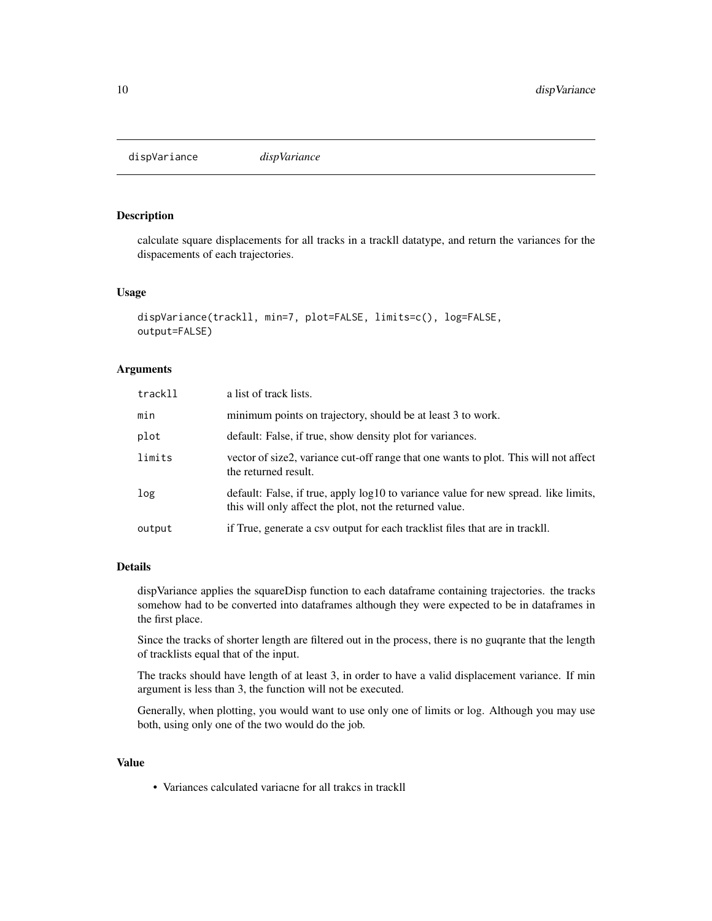# dispVariance *dispVariance*

## Description

calculate square displacements for all tracks in a trackll datatype, and return the variances for the dispacements of each trajectories.

## Usage

```
dispVariance(trackll, min=7, plot=FALSE, limits=c(), log=FALSE,
output=FALSE)
```

## Arguments

| | |
|---|---|
| trackll | a list of track lists. |
| min | minimum points on trajectory, should be at least 3 to work. |
| plot | default: False, if true, show density plot for variances. |
| limits | vector of size2, variance cut-off range that one wants to plot. This will not affect the returned result. |
| log | default: False, if true, apply log10 to variance value for new spread. like limits, this will only affect the plot, not the returned value. |
| output | if True, generate a csv output for each tracklist files that are in trackll. |

## Details

dispVariance applies the squareDisp function to each dataframe containing trajectories. the tracks somehow had to be converted into dataframes although they were expected to be in dataframes in the first place.

Since the tracks of shorter length are filtered out in the process, there is no guqrante that the length of tracklists equal that of the input.

The tracks should have length of at least 3, in order to have a valid displacement variance. If min argument is less than 3, the function will not be executed.

Generally, when plotting, you would want to use only one of limits or log. Although you may use both, using only one of the two would do the job.

## Value

- Variances calculated variacne for all trakcs in trackll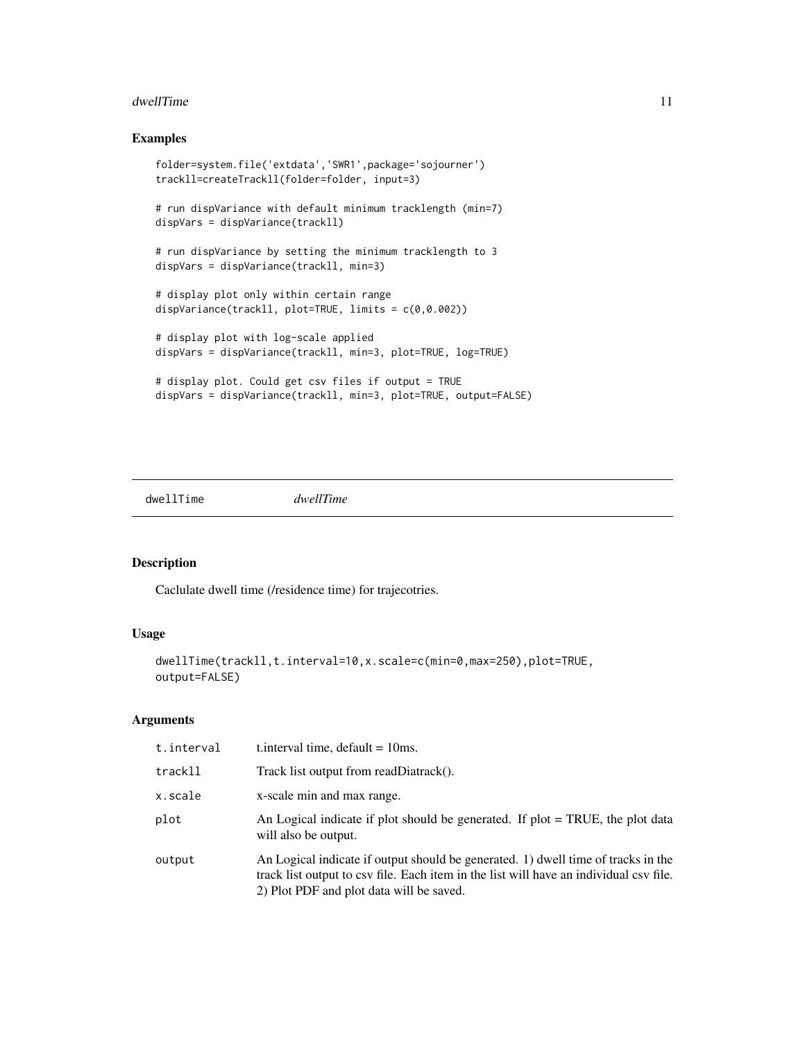## Examples

```
folder=system.file('extdata','SWR1',package='sojourner')
trackll=createTrackll(folder=folder, input=3)

# run dispVariance with default minimum tracklength (min=7)
dispVars = dispVariance(trackll)

# run dispVariance by setting the minimum tracklength to 3
dispVars = dispVariance(trackll, min=3)

# display plot only within certain range
dispVariance(trackll, plot=TRUE, limits = c(0,0.002))

# display plot with log-scale applied
dispVars = dispVariance(trackll, min=3, plot=TRUE, log=TRUE)

# display plot. Could get csv files if output = TRUE
dispVars = dispVariance(trackll, min=3, plot=TRUE, output=FALSE)
```

---

# dwellTime *dwellTime*

## Description

Caclulate dwell time (/residence time) for trajecotries.

## Usage

```
dwellTime(trackll,t.interval=10,x.scale=c(min=0,max=250),plot=TRUE,
output=FALSE)
```

## Arguments

| | |
|---|---|
| t.interval | t.interval time, default = 10ms. |
| trackll | Track list output from readDiatrack(). |
| x.scale | x-scale min and max range. |
| plot | An Logical indicate if plot should be generated. If plot = TRUE, the plot data will also be output. |
| output | An Logical indicate if output should be generated. 1) dwell time of tracks in the track list output to csv file. Each item in the list will have an individual csv file. 2) Plot PDF and plot data will be saved. |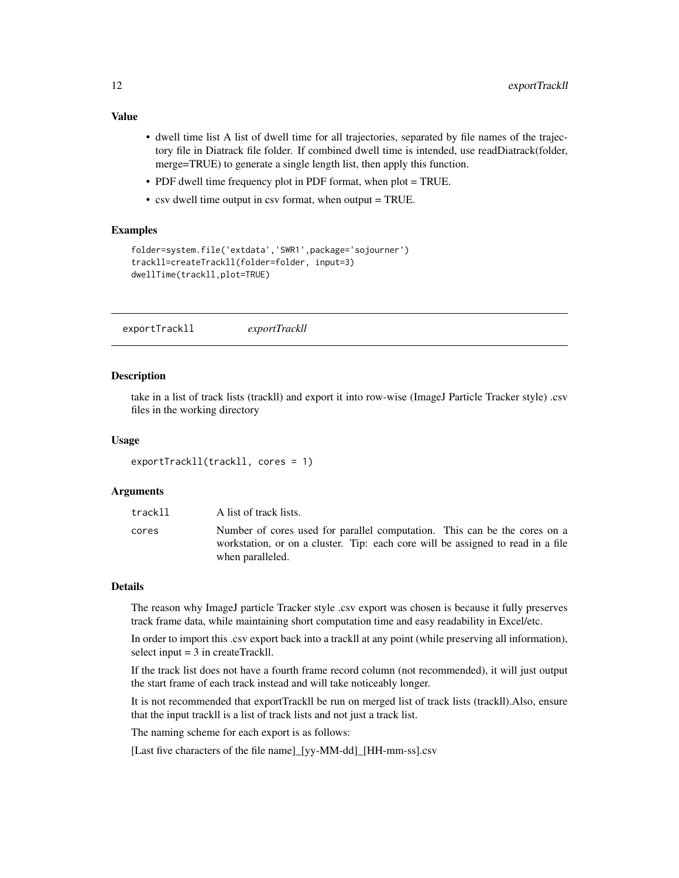### Value

- dwell time list A list of dwell time for all trajectories, separated by file names of the trajectory file in Diatrack file folder. If combined dwell time is intended, use readDiatrack(folder, merge=TRUE) to generate a single length list, then apply this function.
- PDF dwell time frequency plot in PDF format, when plot = TRUE.
- csv dwell time output in csv format, when output = TRUE.

### Examples

```
folder=system.file('extdata','SWR1',package='sojourner')
trackll=createTrackll(folder=folder, input=3)
dwellTime(trackll,plot=TRUE)
```

---

## exportTrackll    *exportTrackll*

---

### Description

take in a list of track lists (trackll) and export it into row-wise (ImageJ Particle Tracker style) .csv files in the working directory

### Usage

```
exportTrackll(trackll, cores = 1)
```

### Arguments

| | |
|---|---|
| `trackll` | A list of track lists. |
| `cores` | Number of cores used for parallel computation. This can be the cores on a workstation, or on a cluster. Tip: each core will be assigned to read in a file when paralleled. |

### Details

The reason why ImageJ particle Tracker style .csv export was chosen is because it fully preserves track frame data, while maintaining short computation time and easy readability in Excel/etc.

In order to import this .csv export back into a trackll at any point (while preserving all information), select input = 3 in createTrackll.

If the track list does not have a fourth frame record column (not recommended), it will just output the start frame of each track instead and will take noticeably longer.

It is not recommended that exportTrackll be run on merged list of track lists (trackll).Also, ensure that the input trackll is a list of track lists and not just a track list.

The naming scheme for each export is as follows:

[Last five characters of the file name]_[yy-MM-dd]_[HH-mm-ss].csv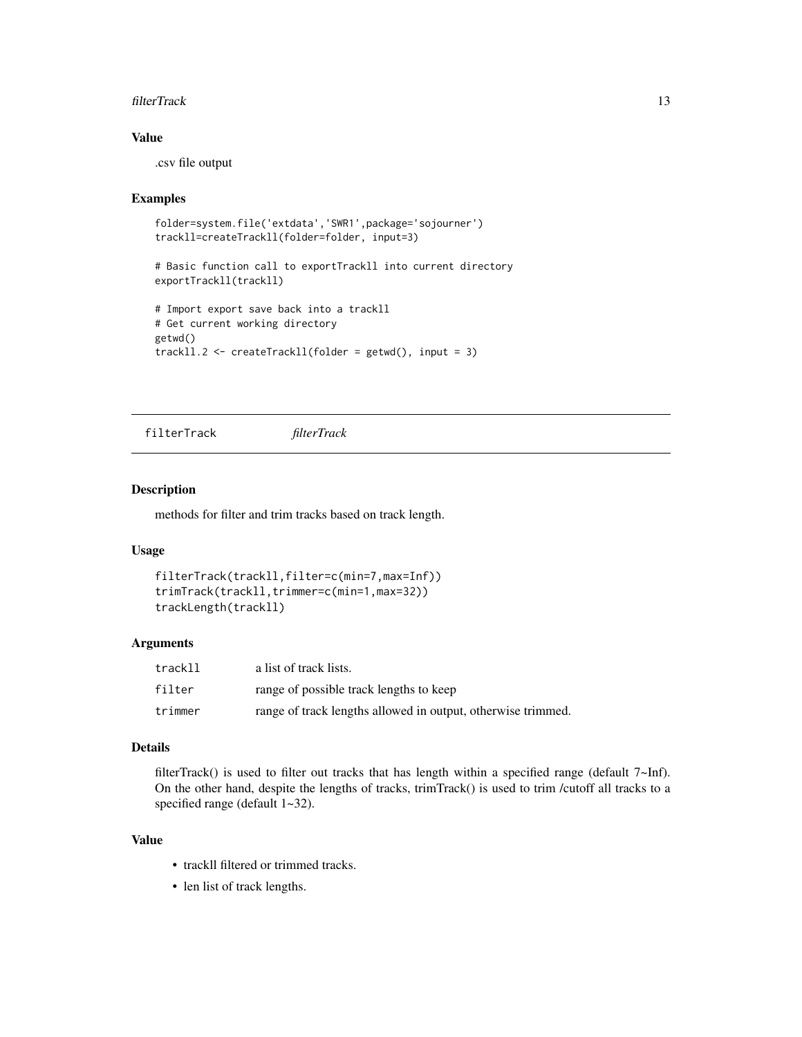### Value

.csv file output

### Examples

```
folder=system.file('extdata','SWR1',package='sojourner')
trackll=createTrackll(folder=folder, input=3)

# Basic function call to exportTrackll into current directory
exportTrackll(trackll)

# Import export save back into a trackll
# Get current working directory
getwd()
trackll.2 <- createTrackll(folder = getwd(), input = 3)
```

---

## filterTrack *filterTrack*

### Description

methods for filter and trim tracks based on track length.

### Usage

```
filterTrack(trackll,filter=c(min=7,max=Inf))
trimTrack(trackll,trimmer=c(min=1,max=32))
trackLength(trackll)
```

### Arguments

| | |
|---|---|
| trackll | a list of track lists. |
| filter | range of possible track lengths to keep |
| trimmer | range of track lengths allowed in output, otherwise trimmed. |

### Details

filterTrack() is used to filter out tracks that has length within a specified range (default 7~Inf). On the other hand, despite the lengths of tracks, trimTrack() is used to trim /cutoff all tracks to a specified range (default 1~32).

### Value

- trackll filtered or trimmed tracks.
- len list of track lengths.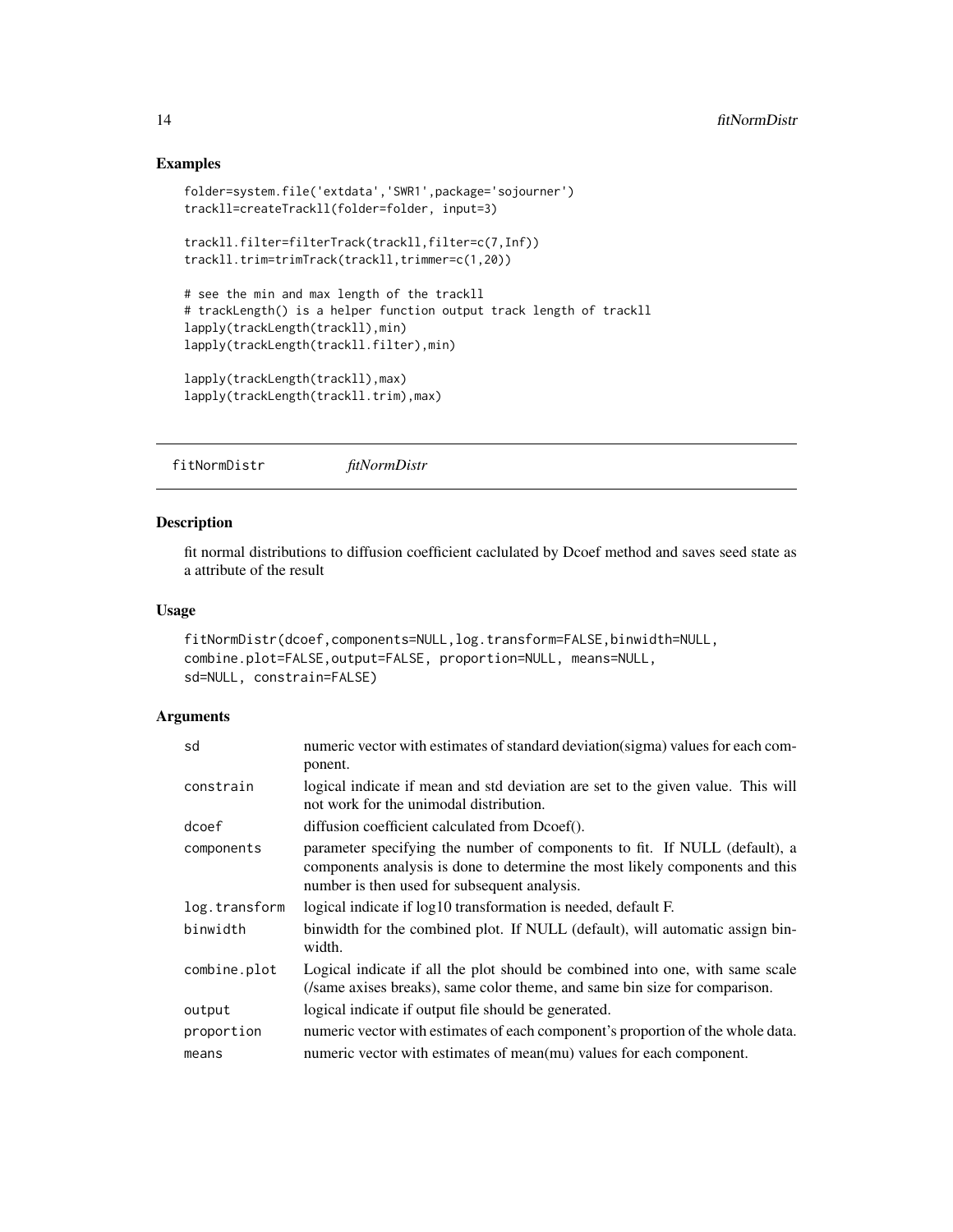## Examples

```
folder=system.file('extdata','SWR1',package='sojourner')
trackll=createTrackll(folder=folder, input=3)

trackll.filter=filterTrack(trackll,filter=c(7,Inf))
trackll.trim=trimTrack(trackll,trimmer=c(1,20))

# see the min and max length of the trackll
# trackLength() is a helper function output track length of trackll
lapply(trackLength(trackll),min)
lapply(trackLength(trackll.filter),min)

lapply(trackLength(trackll),max)
lapply(trackLength(trackll.trim),max)
```

---

# fitNormDistr *fitNormDistr*

---

## Description

fit normal distributions to diffusion coefficient caclulated by Dcoef method and saves seed state as a attribute of the result

## Usage

```
fitNormDistr(dcoef,components=NULL,log.transform=FALSE,binwidth=NULL,
combine.plot=FALSE,output=FALSE, proportion=NULL, means=NULL,
sd=NULL, constrain=FALSE)
```

## Arguments

| | |
|---|---|
| sd | numeric vector with estimates of standard deviation(sigma) values for each component. |
| constrain | logical indicate if mean and std deviation are set to the given value. This will not work for the unimodal distribution. |
| dcoef | diffusion coefficient calculated from Dcoef(). |
| components | parameter specifying the number of components to fit. If NULL (default), a components analysis is done to determine the most likely components and this number is then used for subsequent analysis. |
| log.transform | logical indicate if log10 transformation is needed, default F. |
| binwidth | binwidth for the combined plot. If NULL (default), will automatic assign binwidth. |
| combine.plot | Logical indicate if all the plot should be combined into one, with same scale (/same axises breaks), same color theme, and same bin size for comparison. |
| output | logical indicate if output file should be generated. |
| proportion | numeric vector with estimates of each component's proportion of the whole data. |
| means | numeric vector with estimates of mean(mu) values for each component. |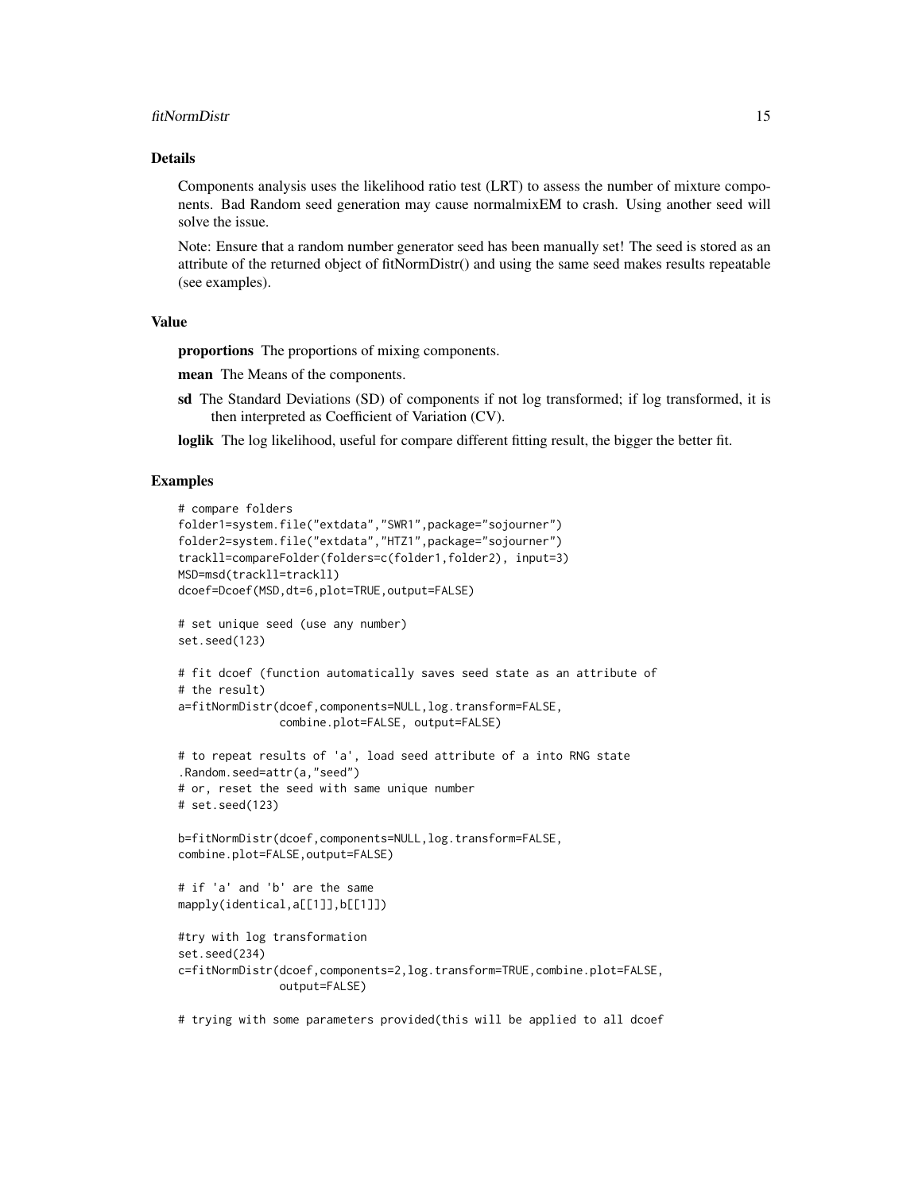## Details

Components analysis uses the likelihood ratio test (LRT) to assess the number of mixture components. Bad Random seed generation may cause normalmixEM to crash. Using another seed will solve the issue.

Note: Ensure that a random number generator seed has been manually set! The seed is stored as an attribute of the returned object of fitNormDistr() and using the same seed makes results repeatable (see examples).

## Value

**proportions** The proportions of mixing components.

**mean** The Means of the components.

**sd** The Standard Deviations (SD) of components if not log transformed; if log transformed, it is then interpreted as Coefficient of Variation (CV).

**loglik** The log likelihood, useful for compare different fitting result, the bigger the better fit.

## Examples

```
# compare folders
folder1=system.file("extdata","SWR1",package="sojourner")
folder2=system.file("extdata","HTZ1",package="sojourner")
trackll=compareFolder(folders=c(folder1,folder2), input=3)
MSD=msd(trackll=trackll)
dcoef=Dcoef(MSD,dt=6,plot=TRUE,output=FALSE)

# set unique seed (use any number)
set.seed(123)

# fit dcoef (function automatically saves seed state as an attribute of
# the result)
a=fitNormDistr(dcoef,components=NULL,log.transform=FALSE,
               combine.plot=FALSE, output=FALSE)

# to repeat results of 'a', load seed attribute of a into RNG state
.Random.seed=attr(a,"seed")
# or, reset the seed with same unique number
# set.seed(123)

b=fitNormDistr(dcoef,components=NULL,log.transform=FALSE,
combine.plot=FALSE,output=FALSE)

# if 'a' and 'b' are the same
mapply(identical,a[[1]],b[[1]])

#try with log transformation
set.seed(234)
c=fitNormDistr(dcoef,components=2,log.transform=TRUE,combine.plot=FALSE,
               output=FALSE)

# trying with some parameters provided(this will be applied to all dcoef
```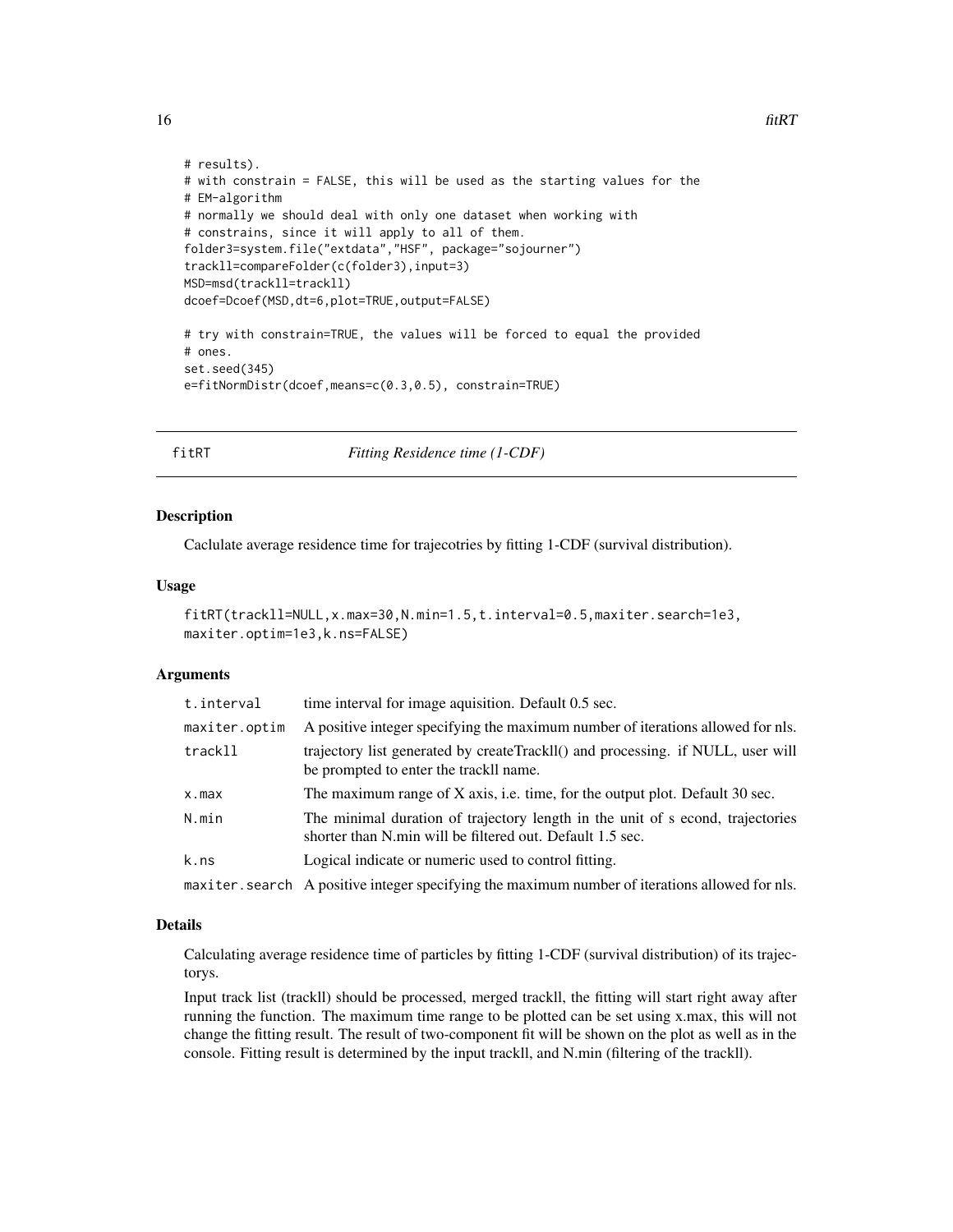```
# results).
# with constrain = FALSE, this will be used as the starting values for the
# EM-algorithm
# normally we should deal with only one dataset when working with
# constrains, since it will apply to all of them.
folder3=system.file("extdata","HSF", package="sojourner")
trackll=compareFolder(c(folder3),input=3)
MSD=msd(trackll=trackll)
dcoef=Dcoef(MSD,dt=6,plot=TRUE,output=FALSE)

# try with constrain=TRUE, the values will be forced to equal the provided
# ones.
set.seed(345)
e=fitNormDistr(dcoef,means=c(0.3,0.5), constrain=TRUE)
```

## fitRT — *Fitting Residence time (1-CDF)*

### Description

Caclulate average residence time for trajecotries by fitting 1-CDF (survival distribution).

### Usage

```
fitRT(trackll=NULL,x.max=30,N.min=1.5,t.interval=0.5,maxiter.search=1e3,
maxiter.optim=1e3,k.ns=FALSE)
```

### Arguments

| | |
|---|---|
| t.interval | time interval for image aquisition. Default 0.5 sec. |
| maxiter.optim | A positive integer specifying the maximum number of iterations allowed for nls. |
| trackll | trajectory list generated by createTrackll() and processing. if NULL, user will be prompted to enter the trackll name. |
| x.max | The maximum range of X axis, i.e. time, for the output plot. Default 30 sec. |
| N.min | The minimal duration of trajectory length in the unit of s econd, trajectories shorter than N.min will be filtered out. Default 1.5 sec. |
| k.ns | Logical indicate or numeric used to control fitting. |
| maxiter.search | A positive integer specifying the maximum number of iterations allowed for nls. |

### Details

Calculating average residence time of particles by fitting 1-CDF (survival distribution) of its trajectorys.

Input track list (trackll) should be processed, merged trackll, the fitting will start right away after running the function. The maximum time range to be plotted can be set using x.max, this will not change the fitting result. The result of two-component fit will be shown on the plot as well as in the console. Fitting result is determined by the input trackll, and N.min (filtering of the trackll).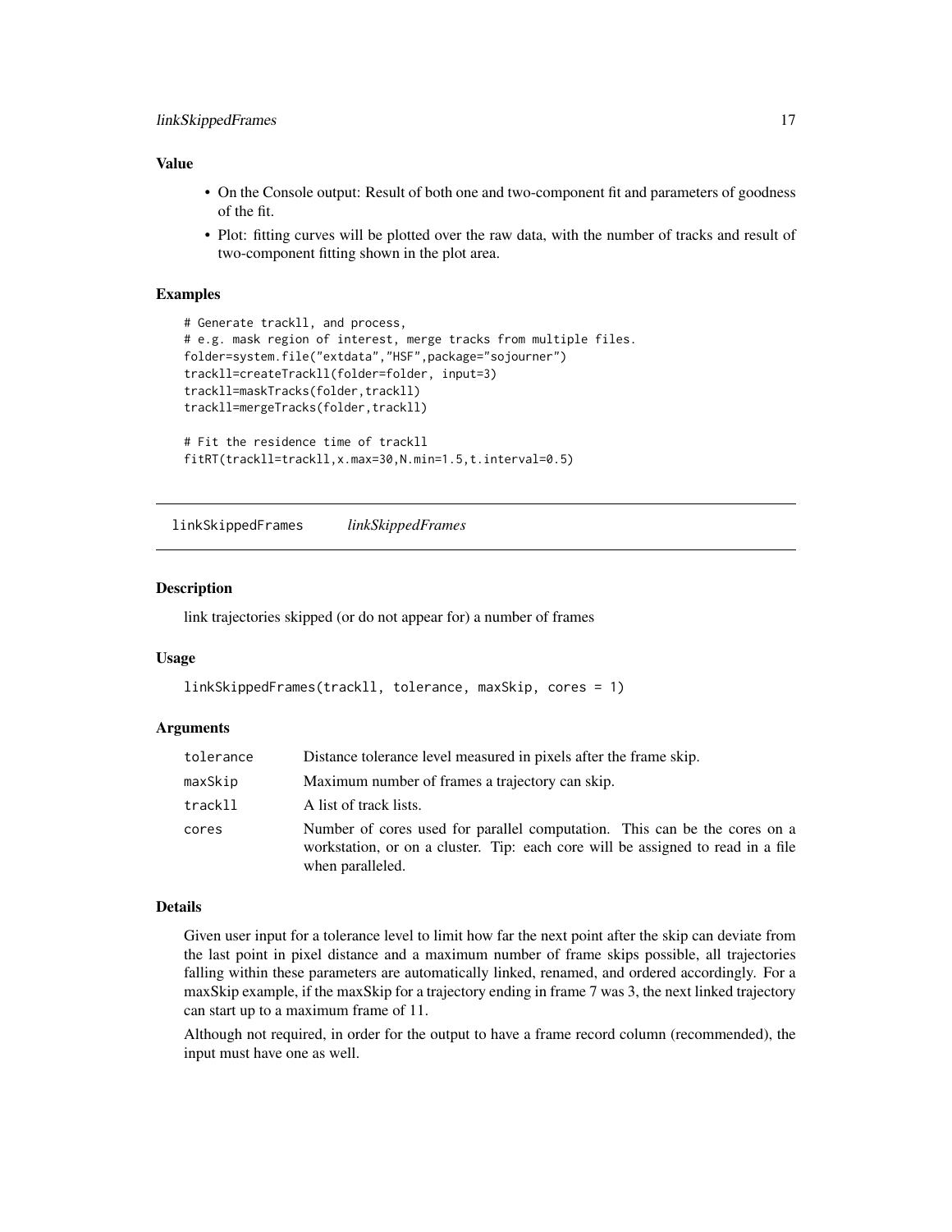### Value

- On the Console output: Result of both one and two-component fit and parameters of goodness of the fit.
- Plot: fitting curves will be plotted over the raw data, with the number of tracks and result of two-component fitting shown in the plot area.

### Examples

```
# Generate trackll, and process,
# e.g. mask region of interest, merge tracks from multiple files.
folder=system.file("extdata","HSF",package="sojourner")
trackll=createTrackll(folder=folder, input=3)
trackll=maskTracks(folder,trackll)
trackll=mergeTracks(folder,trackll)

# Fit the residence time of trackll
fitRT(trackll=trackll,x.max=30,N.min=1.5,t.interval=0.5)
```

---

## linkSkippedFrames *linkSkippedFrames*

### Description

link trajectories skipped (or do not appear for) a number of frames

### Usage

```
linkSkippedFrames(trackll, tolerance, maxSkip, cores = 1)
```

### Arguments

| | |
|---|---|
| tolerance | Distance tolerance level measured in pixels after the frame skip. |
| maxSkip | Maximum number of frames a trajectory can skip. |
| trackll | A list of track lists. |
| cores | Number of cores used for parallel computation. This can be the cores on a workstation, or on a cluster. Tip: each core will be assigned to read in a file when paralleled. |

### Details

Given user input for a tolerance level to limit how far the next point after the skip can deviate from the last point in pixel distance and a maximum number of frame skips possible, all trajectories falling within these parameters are automatically linked, renamed, and ordered accordingly. For a maxSkip example, if the maxSkip for a trajectory ending in frame 7 was 3, the next linked trajectory can start up to a maximum frame of 11.

Although not required, in order for the output to have a frame record column (recommended), the input must have one as well.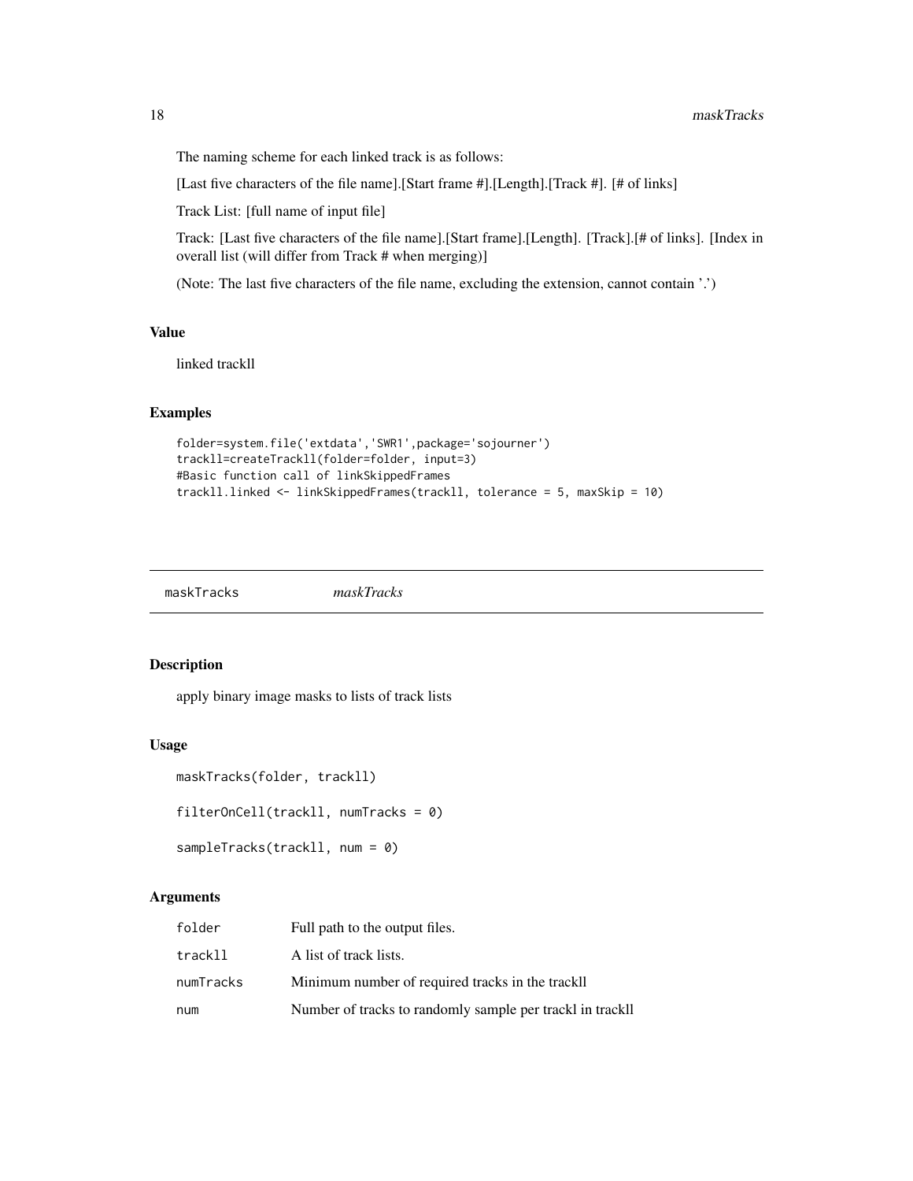The naming scheme for each linked track is as follows:

[Last five characters of the file name].[Start frame #].[Length].[Track #]. [# of links]

Track List: [full name of input file]

Track: [Last five characters of the file name].[Start frame].[Length]. [Track].[# of links]. [Index in overall list (will differ from Track # when merging)]

(Note: The last five characters of the file name, excluding the extension, cannot contain '.')

### Value

linked trackll

### Examples

```
folder=system.file('extdata','SWR1',package='sojourner')
trackll=createTrackll(folder=folder, input=3)
#Basic function call of linkSkippedFrames
trackll.linked <- linkSkippedFrames(trackll, tolerance = 5, maxSkip = 10)
```

---

## maskTracks &nbsp;&nbsp;&nbsp;&nbsp; *maskTracks*

---

### Description

apply binary image masks to lists of track lists

### Usage

```
maskTracks(folder, trackll)

filterOnCell(trackll, numTracks = 0)

sampleTracks(trackll, num = 0)
```

### Arguments

| | |
|---|---|
| folder | Full path to the output files. |
| trackll | A list of track lists. |
| numTracks | Minimum number of required tracks in the trackll |
| num | Number of tracks to randomly sample per trackl in trackll |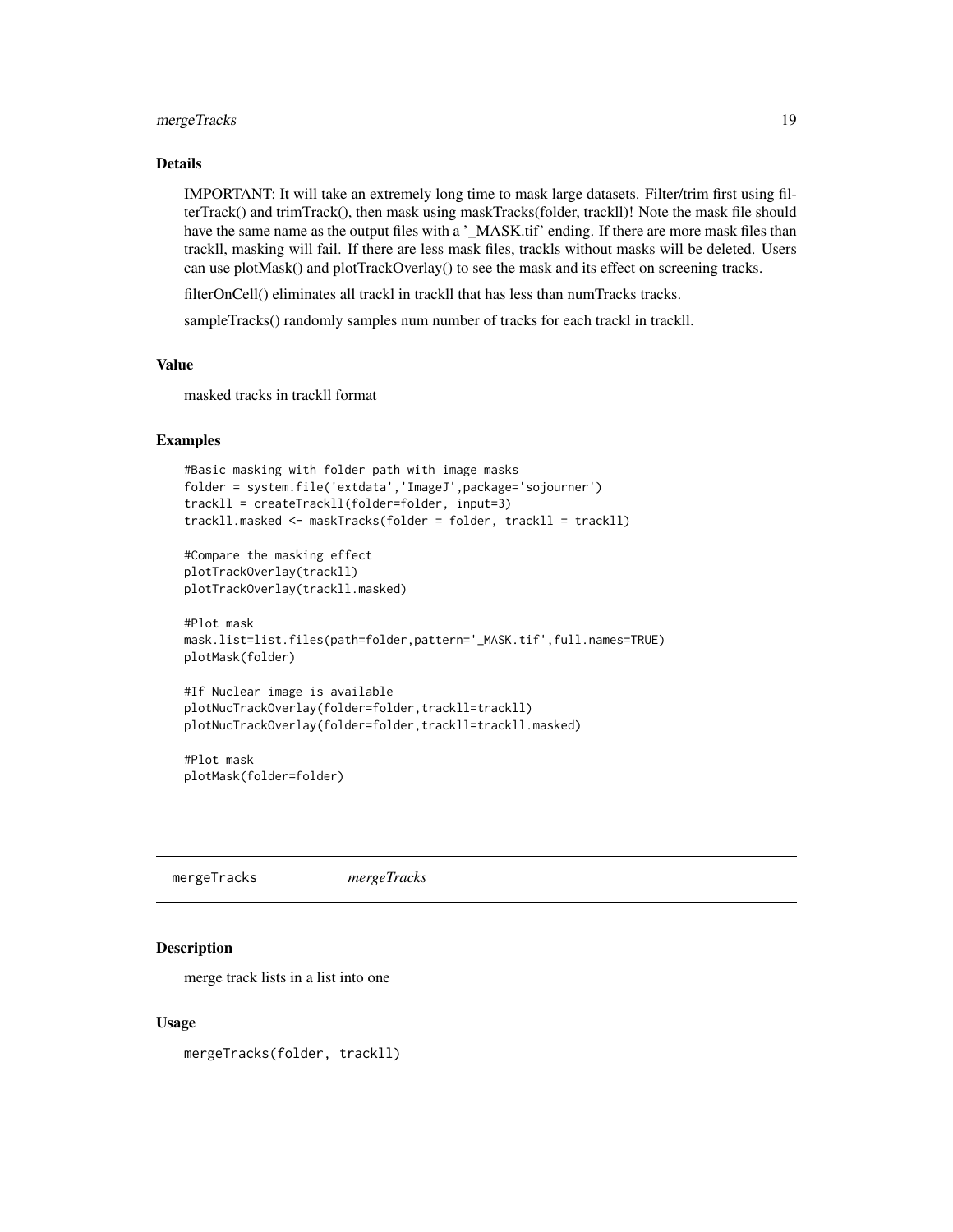### Details

IMPORTANT: It will take an extremely long time to mask large datasets. Filter/trim first using filterTrack() and trimTrack(), then mask using maskTracks(folder, trackll)! Note the mask file should have the same name as the output files with a '_MASK.tif' ending. If there are more mask files than trackll, masking will fail. If there are less mask files, trackls without masks will be deleted. Users can use plotMask() and plotTrackOverlay() to see the mask and its effect on screening tracks.

filterOnCell() eliminates all trackl in trackll that has less than numTracks tracks.

sampleTracks() randomly samples num number of tracks for each trackl in trackll.

### Value

masked tracks in trackll format

### Examples

```
#Basic masking with folder path with image masks
folder = system.file('extdata','ImageJ',package='sojourner')
trackll = createTrackll(folder=folder, input=3)
trackll.masked <- maskTracks(folder = folder, trackll = trackll)

#Compare the masking effect
plotTrackOverlay(trackll)
plotTrackOverlay(trackll.masked)

#Plot mask
mask.list=list.files(path=folder,pattern='_MASK.tif',full.names=TRUE)
plotMask(folder)

#If Nuclear image is available
plotNucTrackOverlay(folder=folder,trackll=trackll)
plotNucTrackOverlay(folder=folder,trackll=trackll.masked)

#Plot mask
plotMask(folder=folder)
```

---

## mergeTracks *mergeTracks*

### Description

merge track lists in a list into one

### Usage

```
mergeTracks(folder, trackll)
```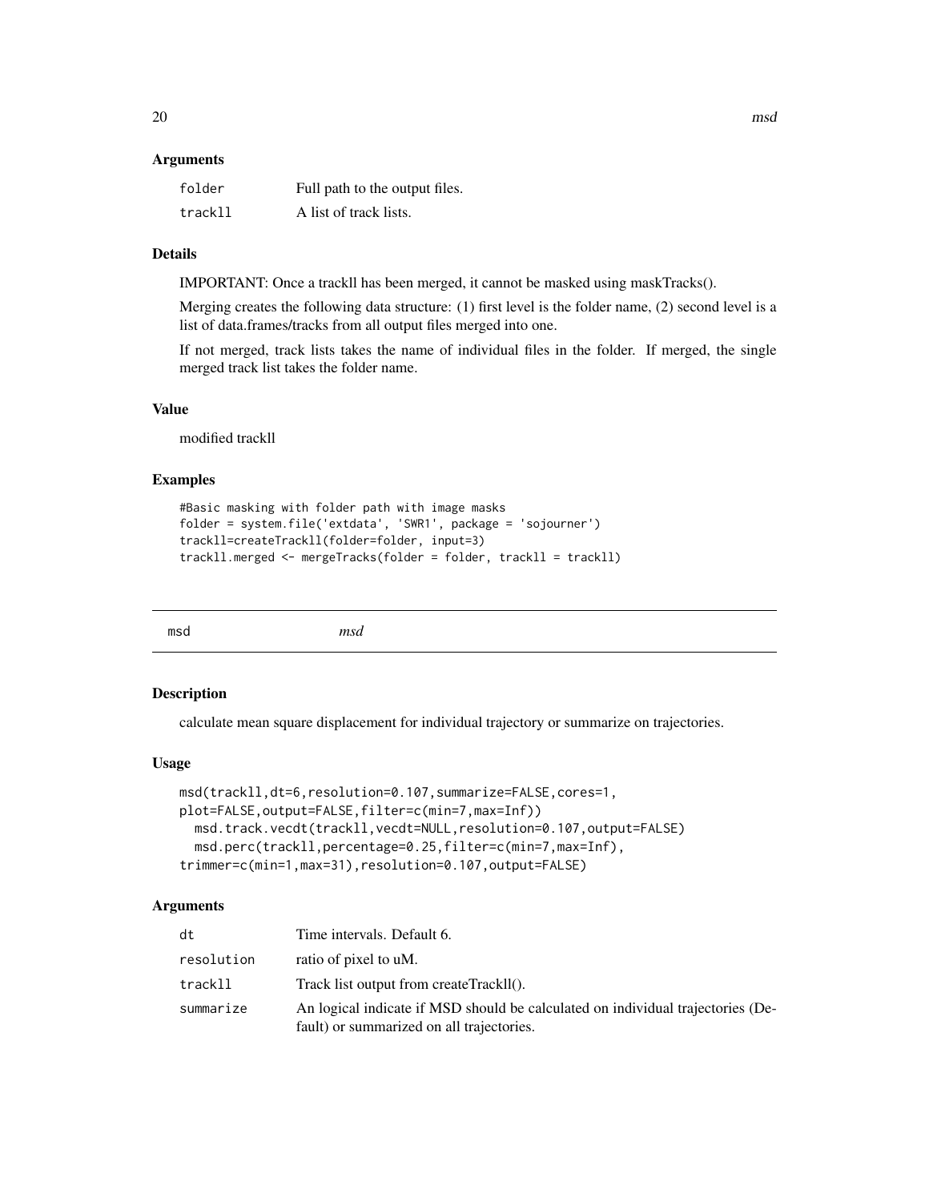### Arguments

| | |
|---|---|
| folder | Full path to the output files. |
| trackll | A list of track lists. |

### Details

IMPORTANT: Once a trackll has been merged, it cannot be masked using maskTracks().

Merging creates the following data structure: (1) first level is the folder name, (2) second level is a list of data.frames/tracks from all output files merged into one.

If not merged, track lists takes the name of individual files in the folder. If merged, the single merged track list takes the folder name.

### Value

modified trackll

### Examples

```
#Basic masking with folder path with image masks
folder = system.file('extdata', 'SWR1', package = 'sojourner')
trackll=createTrackll(folder=folder, input=3)
trackll.merged <- mergeTracks(folder = folder, trackll = trackll)
```

---

## msd *msd*

### Description

calculate mean square displacement for individual trajectory or summarize on trajectories.

### Usage

```
msd(trackll,dt=6,resolution=0.107,summarize=FALSE,cores=1,
plot=FALSE,output=FALSE,filter=c(min=7,max=Inf))
  msd.track.vecdt(trackll,vecdt=NULL,resolution=0.107,output=FALSE)
  msd.perc(trackll,percentage=0.25,filter=c(min=7,max=Inf),
trimmer=c(min=1,max=31),resolution=0.107,output=FALSE)
```

### Arguments

| | |
|---|---|
| dt | Time intervals. Default 6. |
| resolution | ratio of pixel to uM. |
| trackll | Track list output from createTrackll(). |
| summarize | An logical indicate if MSD should be calculated on individual trajectories (Default) or summarized on all trajectories. |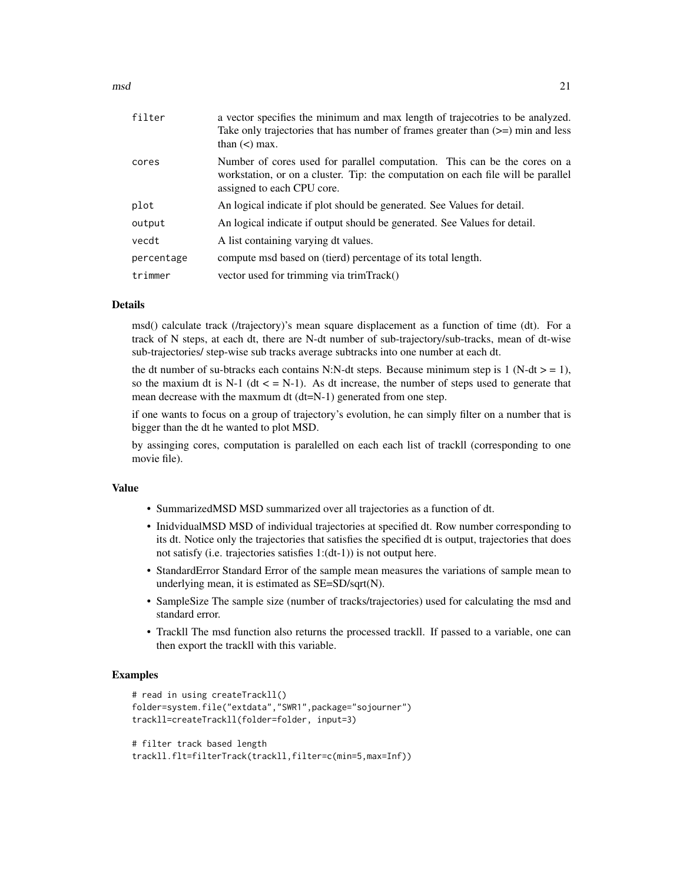| | |
|---|---|
| `filter` | a vector specifies the minimum and max length of trajecotries to be analyzed. Take only trajectories that has number of frames greater than (>=) min and less than (<) max. |
| `cores` | Number of cores used for parallel computation. This can be the cores on a workstation, or on a cluster. Tip: the computation on each file will be parallel assigned to each CPU core. |
| `plot` | An logical indicate if plot should be generated. See Values for detail. |
| `output` | An logical indicate if output should be generated. See Values for detail. |
| `vecdt` | A list containing varying dt values. |
| `percentage` | compute msd based on (tierd) percentage of its total length. |
| `trimmer` | vector used for trimming via trimTrack() |

## Details

msd() calculate track (/trajectory)'s mean square displacement as a function of time (dt). For a track of N steps, at each dt, there are N-dt number of sub-trajectory/sub-tracks, mean of dt-wise sub-trajectories/ step-wise sub tracks average subtracks into one number at each dt.

the dt number of su-btracks each contains N:N-dt steps. Because minimum step is 1 (N-dt > = 1), so the maxium dt is N-1 (dt < = N-1). As dt increase, the number of steps used to generate that mean decrease with the maxmum dt (dt=N-1) generated from one step.

if one wants to focus on a group of trajectory's evolution, he can simply filter on a number that is bigger than the dt he wanted to plot MSD.

by assinging cores, computation is paralelled on each each list of trackll (corresponding to one movie file).

## Value

- SummarizedMSD MSD summarized over all trajectories as a function of dt.
- InidvidualMSD MSD of individual trajectories at specified dt. Row number corresponding to its dt. Notice only the trajectories that satisfies the specified dt is output, trajectories that does not satisfy (i.e. trajectories satisfies 1:(dt-1)) is not output here.
- StandardError Standard Error of the sample mean measures the variations of sample mean to underlying mean, it is estimated as SE=SD/sqrt(N).
- SampleSize The sample size (number of tracks/trajectories) used for calculating the msd and standard error.
- Trackll The msd function also returns the processed trackll. If passed to a variable, one can then export the trackll with this variable.

## Examples

```
# read in using createTrackll()
folder=system.file("extdata","SWR1",package="sojourner")
trackll=createTrackll(folder=folder, input=3)

# filter track based length
trackll.flt=filterTrack(trackll,filter=c(min=5,max=Inf))
```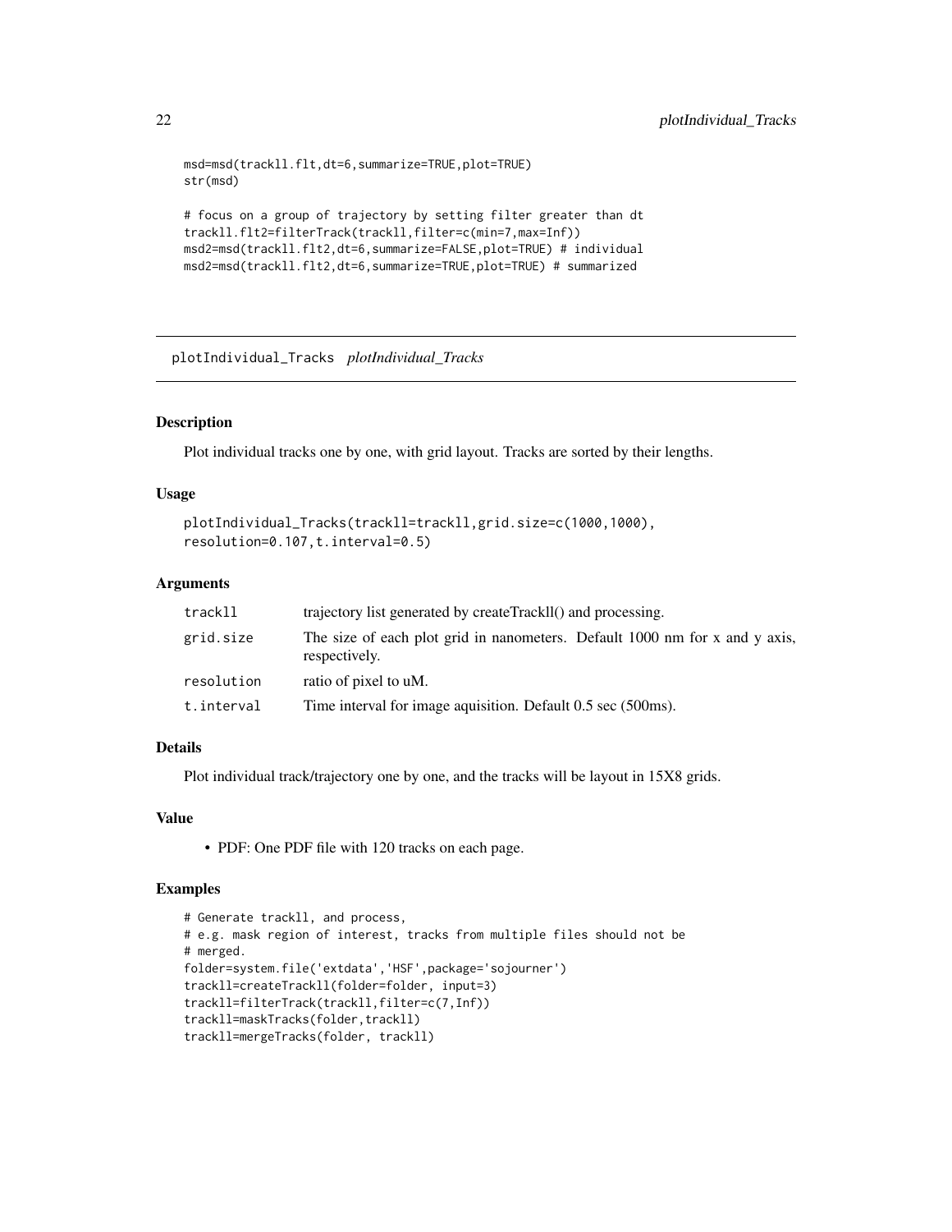```
msd=msd(trackll.flt,dt=6,summarize=TRUE,plot=TRUE)
str(msd)

# focus on a group of trajectory by setting filter greater than dt
trackll.flt2=filterTrack(trackll,filter=c(min=7,max=Inf))
msd2=msd(trackll.flt2,dt=6,summarize=FALSE,plot=TRUE) # individual
msd2=msd(trackll.flt2,dt=6,summarize=TRUE,plot=TRUE) # summarized
```

---

## plotIndividual_Tracks *plotIndividual_Tracks*

---

### Description

Plot individual tracks one by one, with grid layout. Tracks are sorted by their lengths.

### Usage

```
plotIndividual_Tracks(trackll=trackll,grid.size=c(1000,1000),
resolution=0.107,t.interval=0.5)
```

### Arguments

| | |
|---|---|
| trackll | trajectory list generated by createTrackll() and processing. |
| grid.size | The size of each plot grid in nanometers. Default 1000 nm for x and y axis, respectively. |
| resolution | ratio of pixel to uM. |
| t.interval | Time interval for image aquisition. Default 0.5 sec (500ms). |

### Details

Plot individual track/trajectory one by one, and the tracks will be layout in 15X8 grids.

### Value

- PDF: One PDF file with 120 tracks on each page.

### Examples

```
# Generate trackll, and process,
# e.g. mask region of interest, tracks from multiple files should not be
# merged.
folder=system.file('extdata','HSF',package='sojourner')
trackll=createTrackll(folder=folder, input=3)
trackll=filterTrack(trackll,filter=c(7,Inf))
trackll=maskTracks(folder,trackll)
trackll=mergeTracks(folder, trackll)
```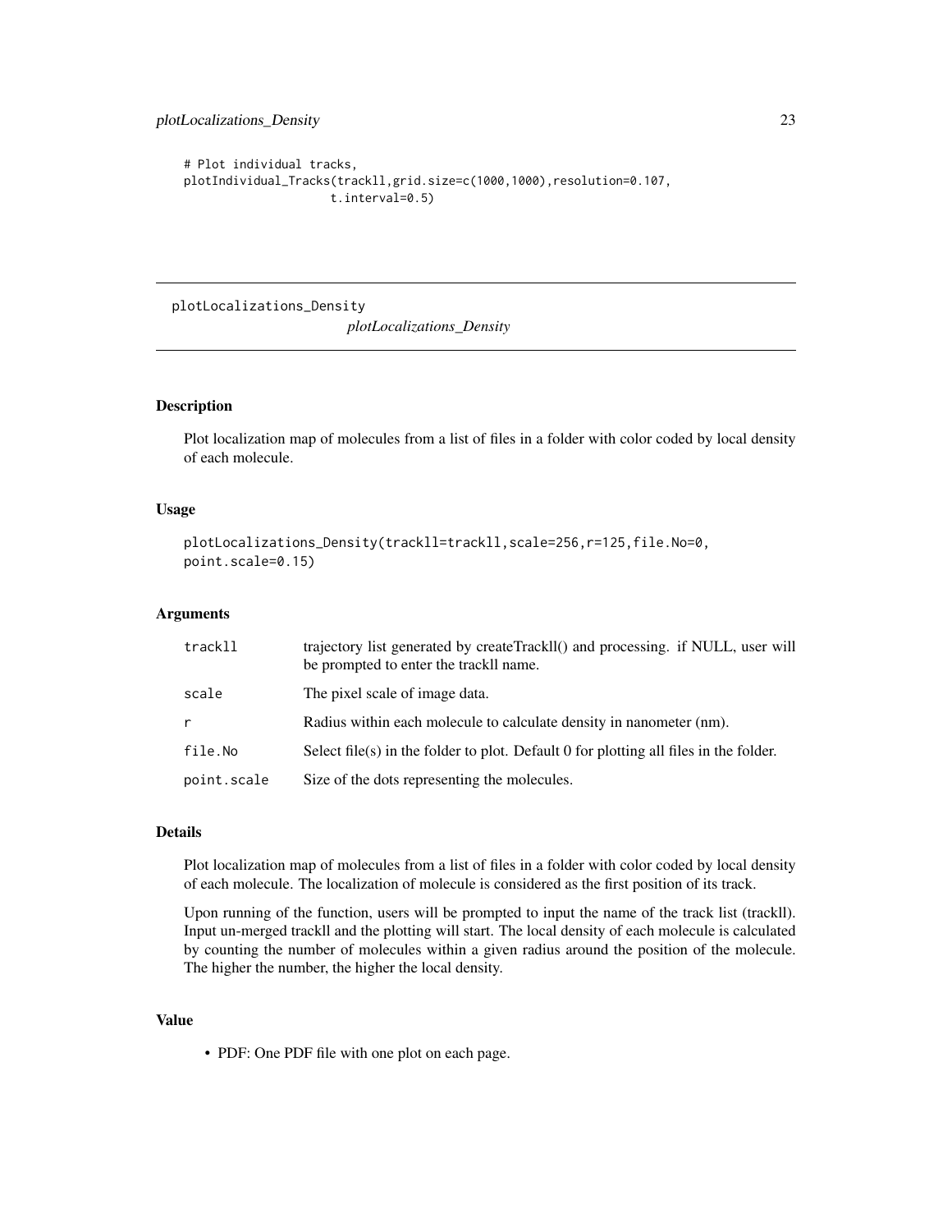```
# Plot individual tracks,
plotIndividual_Tracks(trackll,grid.size=c(1000,1000),resolution=0.107,
                    t.interval=0.5)
```

## plotLocalizations_Density

*plotLocalizations_Density*

### Description

Plot localization map of molecules from a list of files in a folder with color coded by local density of each molecule.

### Usage

```
plotLocalizations_Density(trackll=trackll,scale=256,r=125,file.No=0,
point.scale=0.15)
```

### Arguments

| | |
|---|---|
| trackll | trajectory list generated by createTrackll() and processing. if NULL, user will be prompted to enter the trackll name. |
| scale | The pixel scale of image data. |
| r | Radius within each molecule to calculate density in nanometer (nm). |
| file.No | Select file(s) in the folder to plot. Default 0 for plotting all files in the folder. |
| point.scale | Size of the dots representing the molecules. |

### Details

Plot localization map of molecules from a list of files in a folder with color coded by local density of each molecule. The localization of molecule is considered as the first position of its track.

Upon running of the function, users will be prompted to input the name of the track list (trackll). Input un-merged trackll and the plotting will start. The local density of each molecule is calculated by counting the number of molecules within a given radius around the position of the molecule. The higher the number, the higher the local density.

### Value

- PDF: One PDF file with one plot on each page.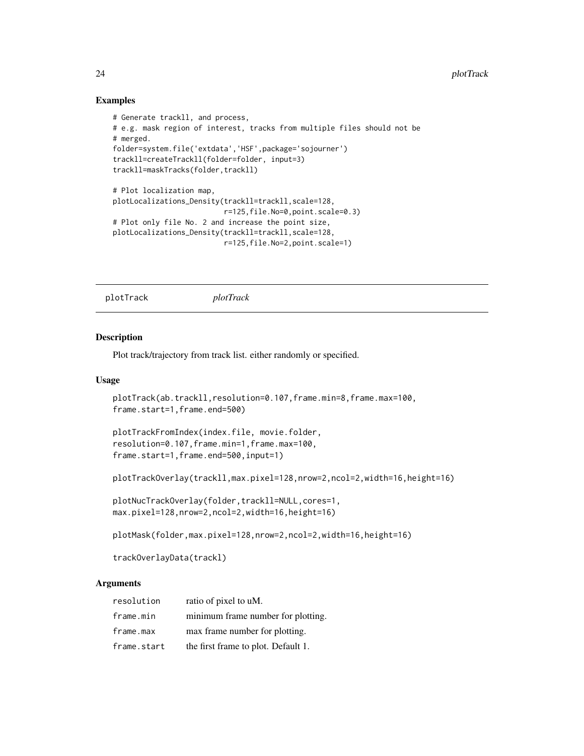## Examples

```
# Generate trackll, and process,
# e.g. mask region of interest, tracks from multiple files should not be
# merged.
folder=system.file('extdata','HSF',package='sojourner')
trackll=createTrackll(folder=folder, input=3)
trackll=maskTracks(folder,trackll)

# Plot localization map,
plotLocalizations_Density(trackll=trackll,scale=128,
                          r=125,file.No=0,point.scale=0.3)
# Plot only file No. 2 and increase the point size,
plotLocalizations_Density(trackll=trackll,scale=128,
                          r=125,file.No=2,point.scale=1)
```

---

# plotTrack *plotTrack*

## Description

Plot track/trajectory from track list. either randomly or specified.

## Usage

```
plotTrack(ab.trackll,resolution=0.107,frame.min=8,frame.max=100,
frame.start=1,frame.end=500)

plotTrackFromIndex(index.file, movie.folder,
resolution=0.107,frame.min=1,frame.max=100,
frame.start=1,frame.end=500,input=1)

plotTrackOverlay(trackll,max.pixel=128,nrow=2,ncol=2,width=16,height=16)

plotNucTrackOverlay(folder,trackll=NULL,cores=1,
max.pixel=128,nrow=2,ncol=2,width=16,height=16)

plotMask(folder,max.pixel=128,nrow=2,ncol=2,width=16,height=16)

trackOverlayData(trackl)
```

## Arguments

| | |
|---|---|
| resolution | ratio of pixel to uM. |
| frame.min | minimum frame number for plotting. |
| frame.max | max frame number for plotting. |
| frame.start | the first frame to plot. Default 1. |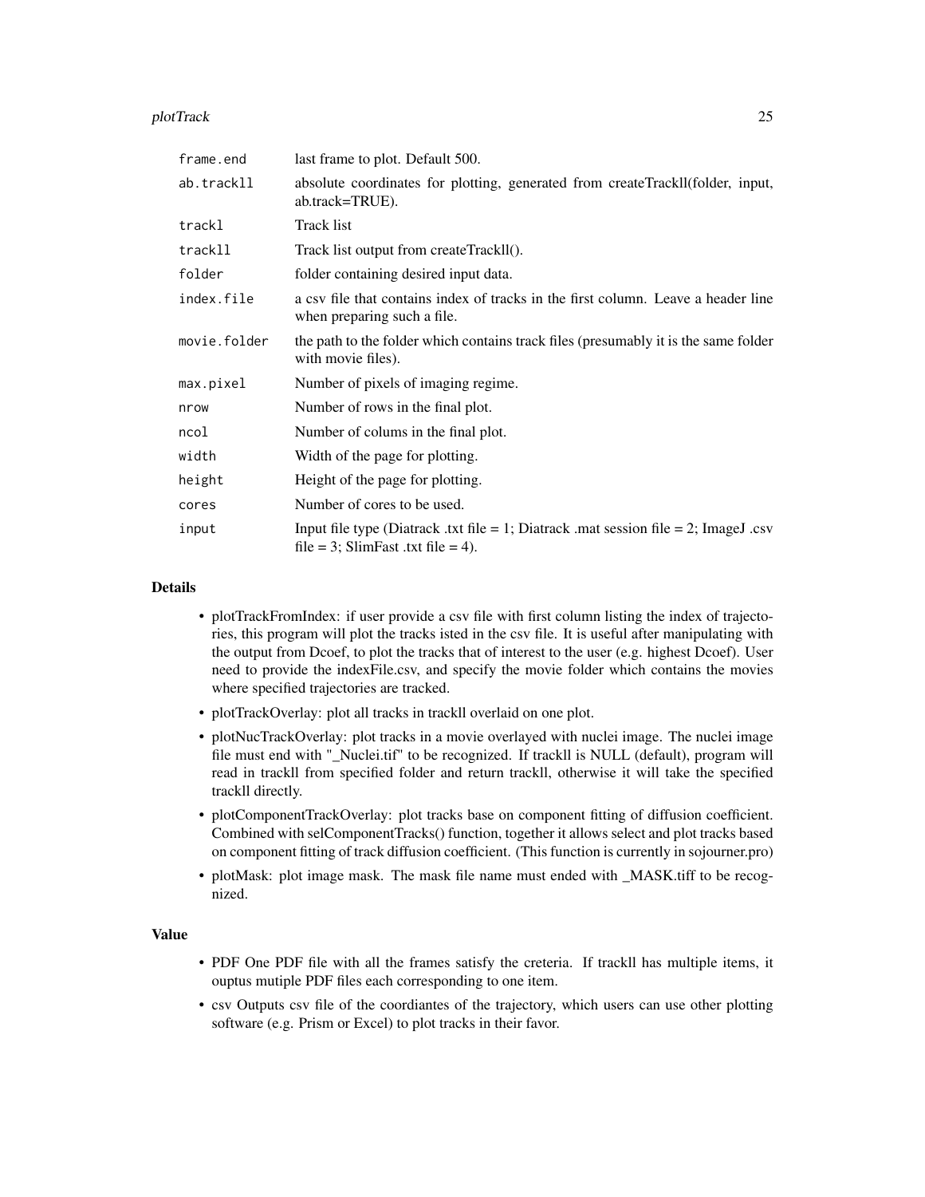| | |
|---|---|
| `frame.end` | last frame to plot. Default 500. |
| `ab.trackll` | absolute coordinates for plotting, generated from createTrackll(folder, input, ab.track=TRUE). |
| `trackl` | Track list |
| `trackll` | Track list output from createTrackll(). |
| `folder` | folder containing desired input data. |
| `index.file` | a csv file that contains index of tracks in the first column. Leave a header line when preparing such a file. |
| `movie.folder` | the path to the folder which contains track files (presumably it is the same folder with movie files). |
| `max.pixel` | Number of pixels of imaging regime. |
| `nrow` | Number of rows in the final plot. |
| `ncol` | Number of colums in the final plot. |
| `width` | Width of the page for plotting. |
| `height` | Height of the page for plotting. |
| `cores` | Number of cores to be used. |
| `input` | Input file type (Diatrack .txt file = 1; Diatrack .mat session file = 2; ImageJ .csv file = 3; SlimFast .txt file = 4). |

## Details

- plotTrackFromIndex: if user provide a csv file with first column listing the index of trajectories, this program will plot the tracks isted in the csv file. It is useful after manipulating with the output from Dcoef, to plot the tracks that of interest to the user (e.g. highest Dcoef). User need to provide the indexFile.csv, and specify the movie folder which contains the movies where specified trajectories are tracked.
- plotTrackOverlay: plot all tracks in trackll overlaid on one plot.
- plotNucTrackOverlay: plot tracks in a movie overlayed with nuclei image. The nuclei image file must end with "_Nuclei.tif" to be recognized. If trackll is NULL (default), program will read in trackll from specified folder and return trackll, otherwise it will take the specified trackll directly.
- plotComponentTrackOverlay: plot tracks base on component fitting of diffusion coefficient. Combined with selComponentTracks() function, together it allows select and plot tracks based on component fitting of track diffusion coefficient. (This function is currently in sojourner.pro)
- plotMask: plot image mask. The mask file name must ended with _MASK.tiff to be recognized.

## Value

- PDF One PDF file with all the frames satisfy the creteria. If trackll has multiple items, it ouptus mutiple PDF files each corresponding to one item.
- csv Outputs csv file of the coordiantes of the trajectory, which users can use other plotting software (e.g. Prism or Excel) to plot tracks in their favor.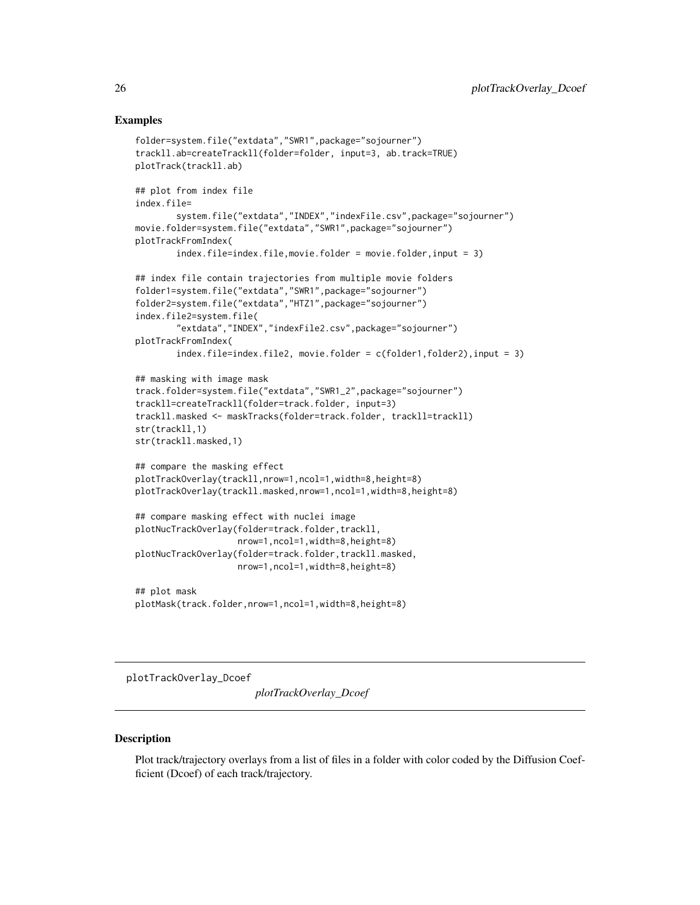## Examples

```
folder=system.file("extdata","SWR1",package="sojourner")
trackll.ab=createTrackll(folder=folder, input=3, ab.track=TRUE)
plotTrack(trackll.ab)

## plot from index file
index.file=
        system.file("extdata","INDEX","indexFile.csv",package="sojourner")
movie.folder=system.file("extdata","SWR1",package="sojourner")
plotTrackFromIndex(
        index.file=index.file,movie.folder = movie.folder,input = 3)

## index file contain trajectories from multiple movie folders
folder1=system.file("extdata","SWR1",package="sojourner")
folder2=system.file("extdata","HTZ1",package="sojourner")
index.file2=system.file(
        "extdata","INDEX","indexFile2.csv",package="sojourner")
plotTrackFromIndex(
        index.file=index.file2, movie.folder = c(folder1,folder2),input = 3)

## masking with image mask
track.folder=system.file("extdata","SWR1_2",package="sojourner")
trackll=createTrackll(folder=track.folder, input=3)
trackll.masked <- maskTracks(folder=track.folder, trackll=trackll)
str(trackll,1)
str(trackll.masked,1)

## compare the masking effect
plotTrackOverlay(trackll,nrow=1,ncol=1,width=8,height=8)
plotTrackOverlay(trackll.masked,nrow=1,ncol=1,width=8,height=8)

## compare masking effect with nuclei image
plotNucTrackOverlay(folder=track.folder,trackll,
                    nrow=1,ncol=1,width=8,height=8)
plotNucTrackOverlay(folder=track.folder,trackll.masked,
                    nrow=1,ncol=1,width=8,height=8)

## plot mask
plotMask(track.folder,nrow=1,ncol=1,width=8,height=8)
```

---

plotTrackOverlay_Dcoef &nbsp;&nbsp;&nbsp;&nbsp; *plotTrackOverlay_Dcoef*

---

## Description

Plot track/trajectory overlays from a list of files in a folder with color coded by the Diffusion Coefficient (Dcoef) of each track/trajectory.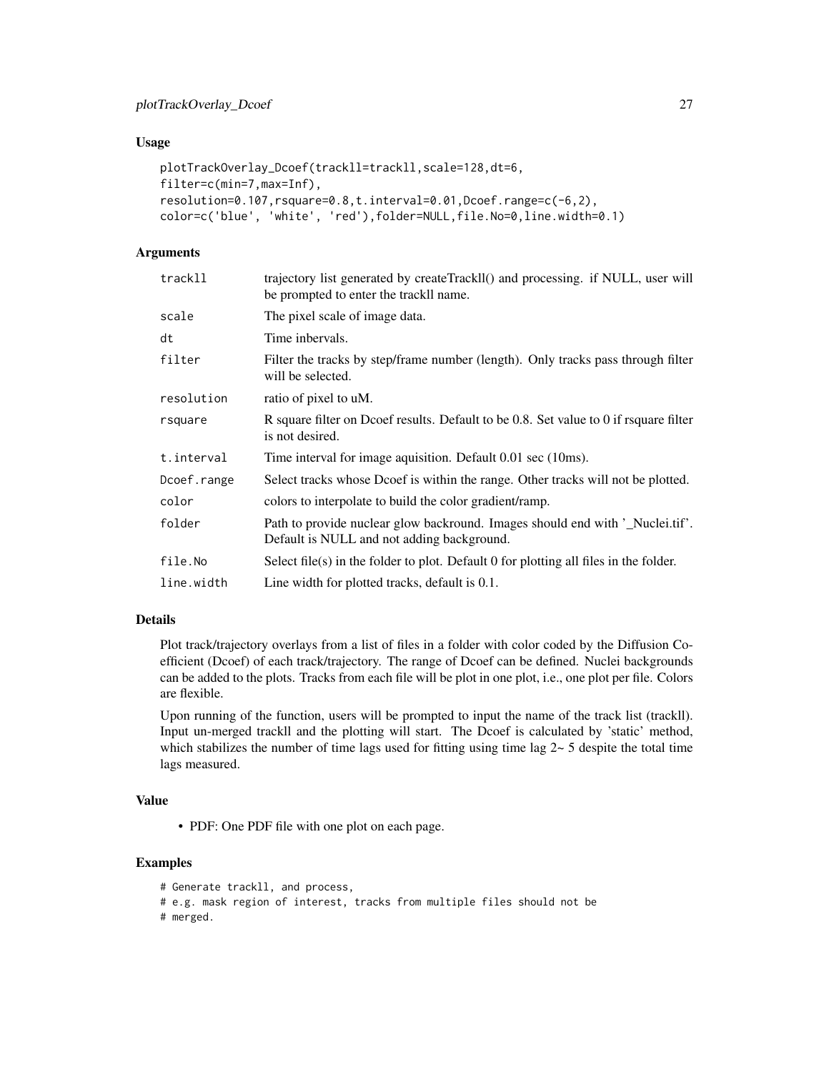## Usage

```
plotTrackOverlay_Dcoef(trackll=trackll,scale=128,dt=6,
filter=c(min=7,max=Inf),
resolution=0.107,rsquare=0.8,t.interval=0.01,Dcoef.range=c(-6,2),
color=c('blue', 'white', 'red'),folder=NULL,file.No=0,line.width=0.1)
```

## Arguments

| | |
|---|---|
| trackll | trajectory list generated by createTrackll() and processing. if NULL, user will be prompted to enter the trackll name. |
| scale | The pixel scale of image data. |
| dt | Time inbervals. |
| filter | Filter the tracks by step/frame number (length). Only tracks pass through filter will be selected. |
| resolution | ratio of pixel to uM. |
| rsquare | R square filter on Dcoef results. Default to be 0.8. Set value to 0 if rsquare filter is not desired. |
| t.interval | Time interval for image aquisition. Default 0.01 sec (10ms). |
| Dcoef.range | Select tracks whose Dcoef is within the range. Other tracks will not be plotted. |
| color | colors to interpolate to build the color gradient/ramp. |
| folder | Path to provide nuclear glow backround. Images should end with '_Nuclei.tif'. Default is NULL and not adding background. |
| file.No | Select file(s) in the folder to plot. Default 0 for plotting all files in the folder. |
| line.width | Line width for plotted tracks, default is 0.1. |

## Details

Plot track/trajectory overlays from a list of files in a folder with color coded by the Diffusion Coefficient (Dcoef) of each track/trajectory. The range of Dcoef can be defined. Nuclei backgrounds can be added to the plots. Tracks from each file will be plot in one plot, i.e., one plot per file. Colors are flexible.

Upon running of the function, users will be prompted to input the name of the track list (trackll). Input un-merged trackll and the plotting will start. The Dcoef is calculated by 'static' method, which stabilizes the number of time lags used for fitting using time lag 2~ 5 despite the total time lags measured.

## Value

- PDF: One PDF file with one plot on each page.

## Examples

```
# Generate trackll, and process,
# e.g. mask region of interest, tracks from multiple files should not be
# merged.
```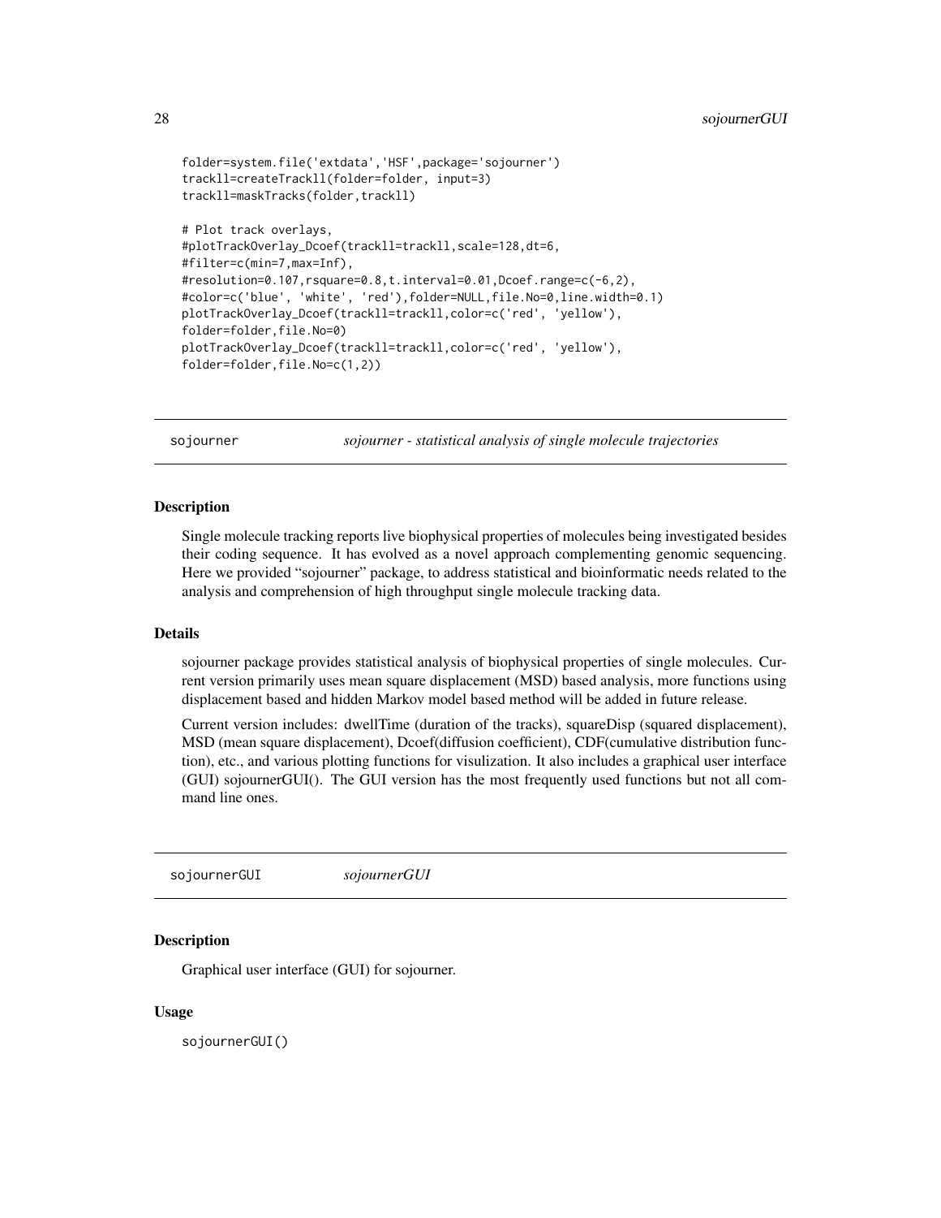```
folder=system.file('extdata','HSF',package='sojourner')
trackll=createTrackll(folder=folder, input=3)
trackll=maskTracks(folder,trackll)

# Plot track overlays,
#plotTrackOverlay_Dcoef(trackll=trackll,scale=128,dt=6,
#filter=c(min=7,max=Inf),
#resolution=0.107,rsquare=0.8,t.interval=0.01,Dcoef.range=c(-6,2),
#color=c('blue', 'white', 'red'),folder=NULL,file.No=0,line.width=0.1)
plotTrackOverlay_Dcoef(trackll=trackll,color=c('red', 'yellow'),
folder=folder,file.No=0)
plotTrackOverlay_Dcoef(trackll=trackll,color=c('red', 'yellow'),
folder=folder,file.No=c(1,2))
```

## sojourner — *sojourner - statistical analysis of single molecule trajectories*

### Description

Single molecule tracking reports live biophysical properties of molecules being investigated besides their coding sequence. It has evolved as a novel approach complementing genomic sequencing. Here we provided "sojourner" package, to address statistical and bioinformatic needs related to the analysis and comprehension of high throughput single molecule tracking data.

### Details

sojourner package provides statistical analysis of biophysical properties of single molecules. Current version primarily uses mean square displacement (MSD) based analysis, more functions using displacement based and hidden Markov model based method will be added in future release.

Current version includes: dwellTime (duration of the tracks), squareDisp (squared displacement), MSD (mean square displacement), Dcoef(diffusion coefficient), CDF(cumulative distribution function), etc., and various plotting functions for visulization. It also includes a graphical user interface (GUI) sojournerGUI(). The GUI version has the most frequently used functions but not all command line ones.

## sojournerGUI — *sojournerGUI*

### Description

Graphical user interface (GUI) for sojourner.

### Usage

```
sojournerGUI()
```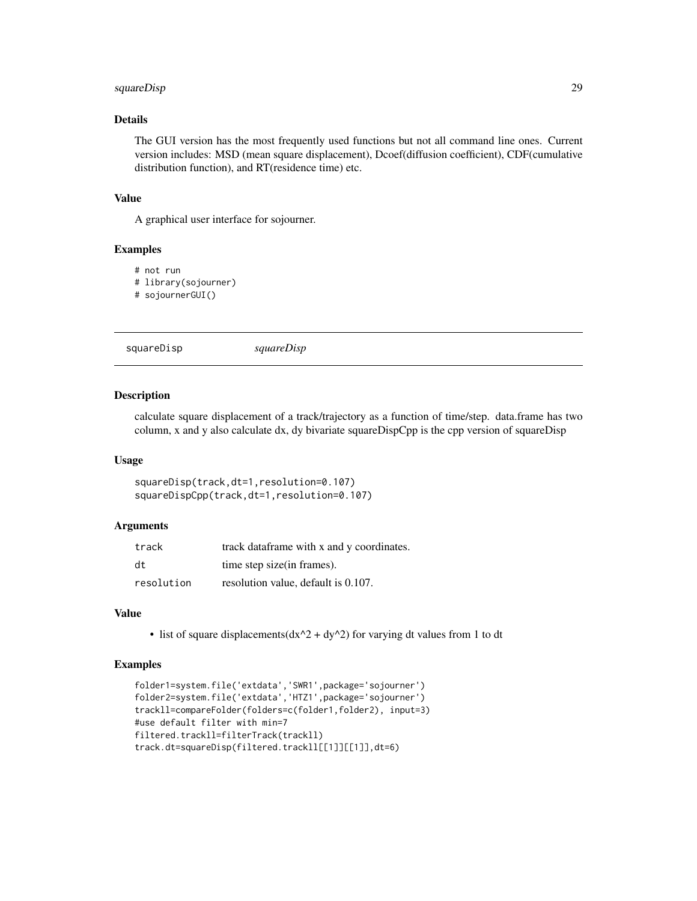### Details

The GUI version has the most frequently used functions but not all command line ones. Current version includes: MSD (mean square displacement), Dcoef(diffusion coefficient), CDF(cumulative distribution function), and RT(residence time) etc.

### Value

A graphical user interface for sojourner.

### Examples

```
# not run
# library(sojourner)
# sojournerGUI()
```

---

## squareDisp *squareDisp*

### Description

calculate square displacement of a track/trajectory as a function of time/step. data.frame has two column, x and y also calculate dx, dy bivariate squareDispCpp is the cpp version of squareDisp

### Usage

```
squareDisp(track,dt=1,resolution=0.107)
squareDispCpp(track,dt=1,resolution=0.107)
```

### Arguments

| | |
|---|---|
| track | track dataframe with x and y coordinates. |
| dt | time step size(in frames). |
| resolution | resolution value, default is 0.107. |

### Value

- list of square displacements(dx^2 + dy^2) for varying dt values from 1 to dt

### Examples

```
folder1=system.file('extdata','SWR1',package='sojourner')
folder2=system.file('extdata','HTZ1',package='sojourner')
trackll=compareFolder(folders=c(folder1,folder2), input=3)
#use default filter with min=7
filtered.trackll=filterTrack(trackll)
track.dt=squareDisp(filtered.trackll[[1]][[1]],dt=6)
```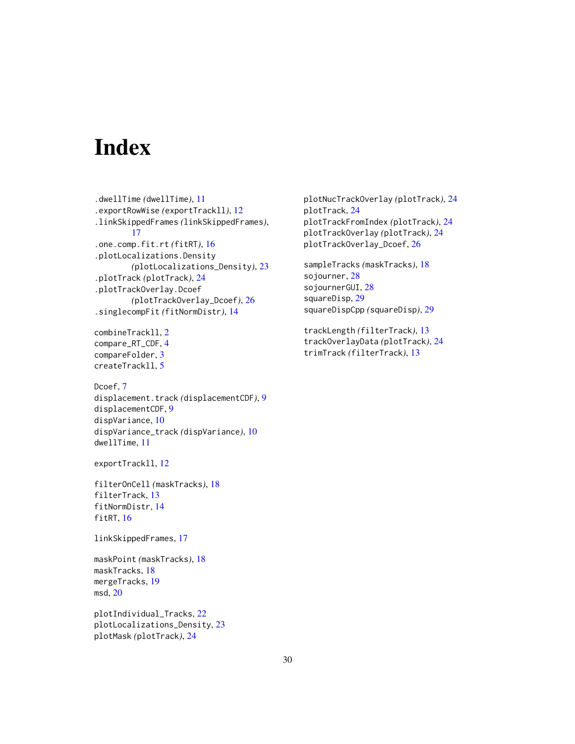# Index

.dwellTime *(*dwellTime*)*, 11
.exportRowWise *(*exportTrackll*)*, 12
.linkSkippedFrames *(*linkSkippedFrames*)*, 17
.one.comp.fit.rt *(*fitRT*)*, 16
.plotLocalizations.Density *(*plotLocalizations_Density*)*, 23
.plotTrack *(*plotTrack*)*, 24
.plotTrackOverlay.Dcoef *(*plotTrackOverlay_Dcoef*)*, 26
.singlecompFit *(*fitNormDistr*)*, 14

combineTrackll, 2
compare_RT_CDF, 4
compareFolder, 3
createTrackll, 5

Dcoef, 7
displacement.track *(*displacementCDF*)*, 9
displacementCDF, 9
dispVariance, 10
dispVariance_track *(*dispVariance*)*, 10
dwellTime, 11

exportTrackll, 12

filterOnCell *(*maskTracks*)*, 18
filterTrack, 13
fitNormDistr, 14
fitRT, 16

linkSkippedFrames, 17

maskPoint *(*maskTracks*)*, 18
maskTracks, 18
mergeTracks, 19
msd, 20

plotIndividual_Tracks, 22
plotLocalizations_Density, 23
plotMask *(*plotTrack*)*, 24
plotNucTrackOverlay *(*plotTrack*)*, 24
plotTrack, 24
plotTrackFromIndex *(*plotTrack*)*, 24
plotTrackOverlay *(*plotTrack*)*, 24
plotTrackOverlay_Dcoef, 26

sampleTracks *(*maskTracks*)*, 18
sojourner, 28
sojournerGUI, 28
squareDisp, 29
squareDispCpp *(*squareDisp*)*, 29

trackLength *(*filterTrack*)*, 13
trackOverlayData *(*plotTrack*)*, 24
trimTrack *(*filterTrack*)*, 13